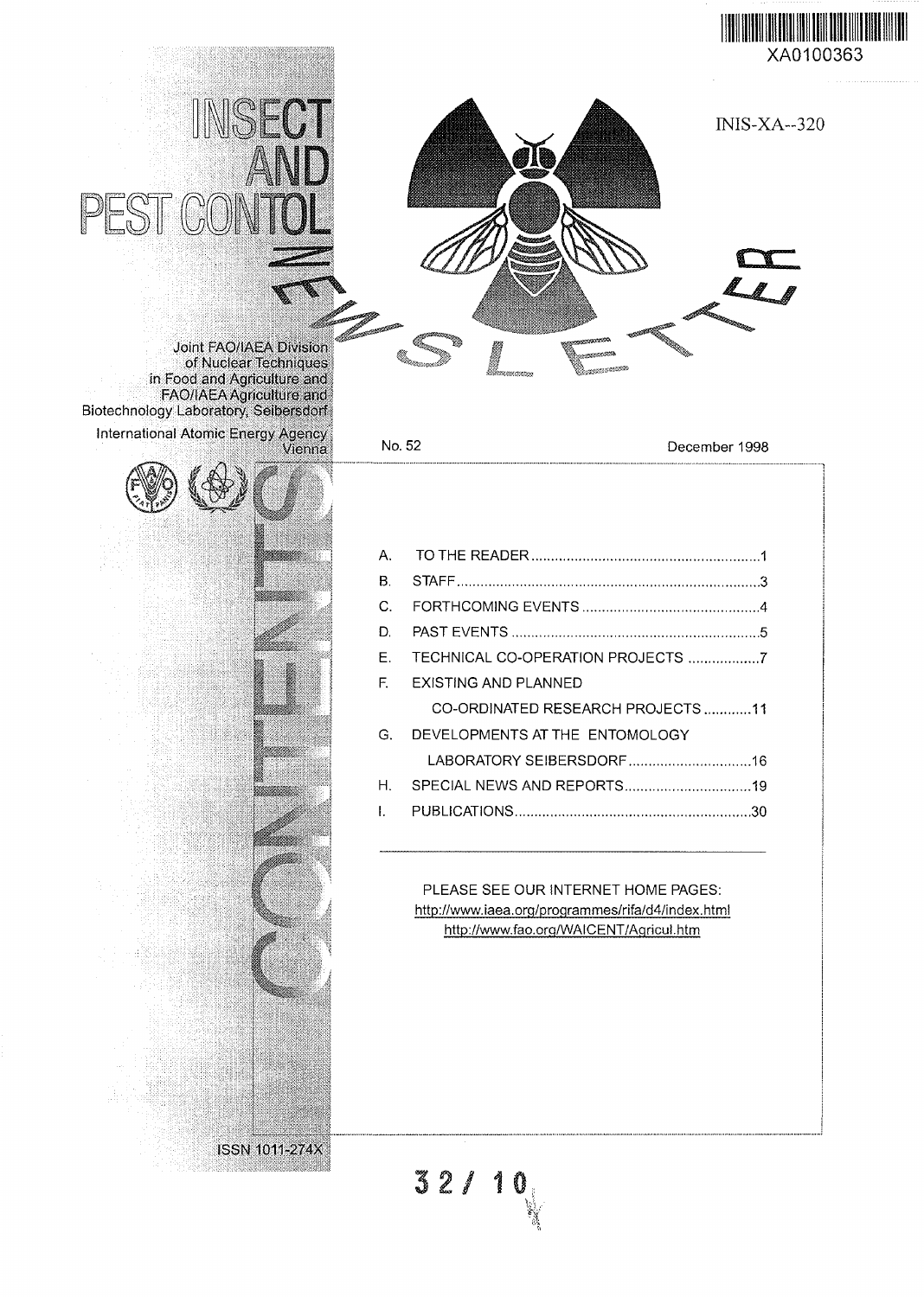XA0100363

INIS-XA--320

# INSECT AND PEST CONTOL NEWSLETTER

Joint FAO/IAEA Division of Nuclear Techniques in Food and Agriculture and FAO/IAEA Agriculture and Biotechnology Laboratory, Seibersdorf

International Atomic Energy Agency Vienna

No. 52 December 1998

## CONTENTS

| | | |
|---|---|---|
| A. | TO THE READER | 1 |
| B. | STAFF | 3 |
| C. | FORTHCOMING EVENTS | 4 |
| D. | PAST EVENTS | 5 |
| E. | TECHNICAL CO-OPERATION PROJECTS | 7 |
| F. | EXISTING AND PLANNED CO-ORDINATED RESEARCH PROJECTS | 11 |
| G. | DEVELOPMENTS AT THE ENTOMOLOGY LABORATORY SEIBERSDORF | 16 |
| H. | SPECIAL NEWS AND REPORTS | 19 |
| I. | PUBLICATIONS | 30 |

PLEASE SEE OUR INTERNET HOME PAGES:
http://www.iaea.org/programmes/rifa/d4/index.html
http://www.fao.org/WAICENT/Agricul.htm

ISSN 1011-274X

32/ 10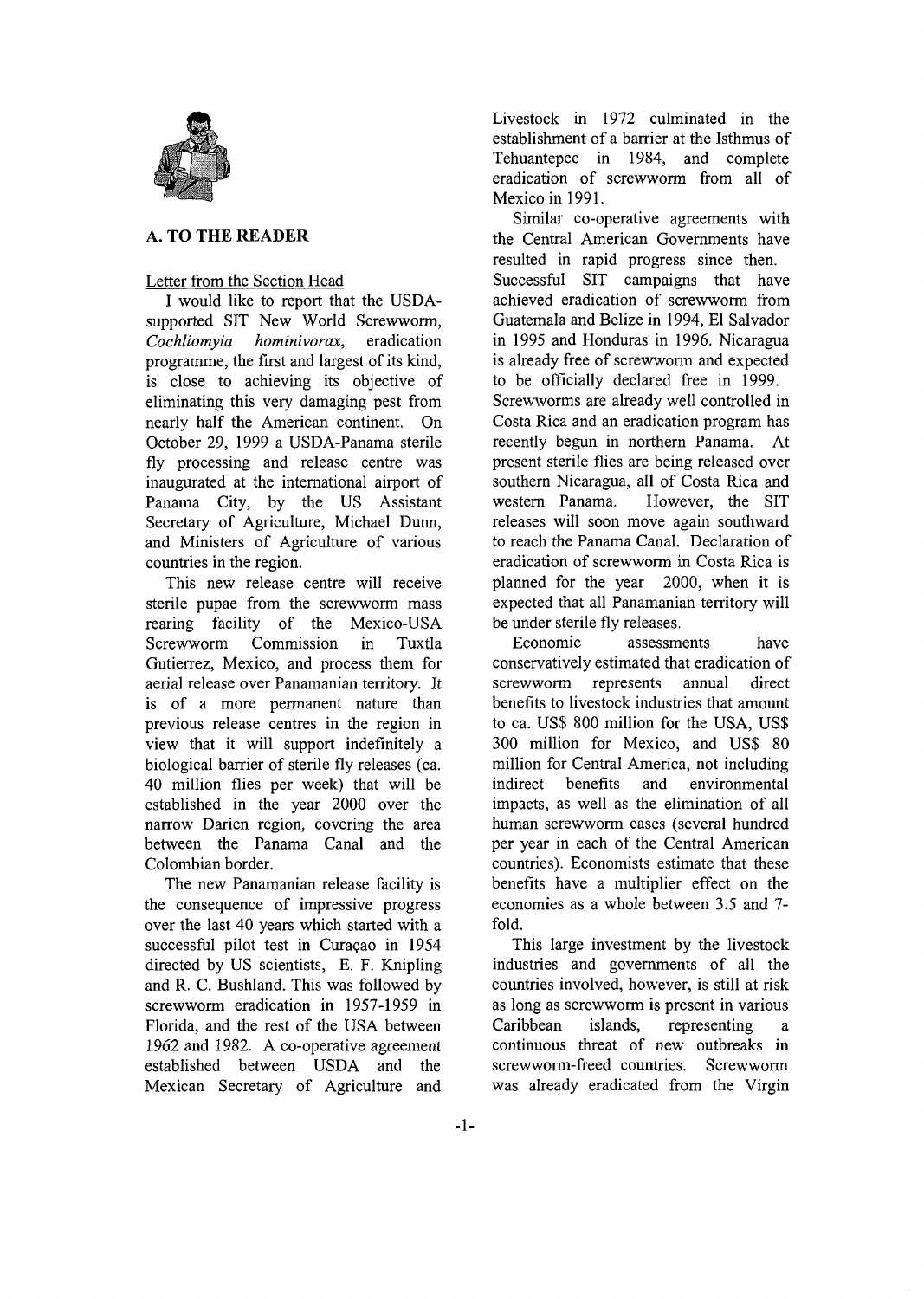## A. TO THE READER

Letter from the Section Head

I would like to report that the USDA-supported SIT New World Screwworm, *Cochliomyia hominivorax*, eradication programme, the first and largest of its kind, is close to achieving its objective of eliminating this very damaging pest from nearly half the American continent. On October 29, 1999 a USDA-Panama sterile fly processing and release centre was inaugurated at the international airport of Panama City, by the US Assistant Secretary of Agriculture, Michael Dunn, and Ministers of Agriculture of various countries in the region.

This new release centre will receive sterile pupae from the screwworm mass rearing facility of the Mexico-USA Screwworm Commission in Tuxtla Gutierrez, Mexico, and process them for aerial release over Panamanian territory. It is of a more permanent nature than previous release centres in the region in view that it will support indefinitely a biological barrier of sterile fly releases (ca. 40 million flies per week) that will be established in the year 2000 over the narrow Darien region, covering the area between the Panama Canal and the Colombian border.

The new Panamanian release facility is the consequence of impressive progress over the last 40 years which started with a successful pilot test in Curaçao in 1954 directed by US scientists, E. F. Knipling and R. C. Bushland. This was followed by screwworm eradication in 1957-1959 in Florida, and the rest of the USA between 1962 and 1982. A co-operative agreement established between USDA and the Mexican Secretary of Agriculture and Livestock in 1972 culminated in the establishment of a barrier at the Isthmus of Tehuantepec in 1984, and complete eradication of screwworm from all of Mexico in 1991.

Similar co-operative agreements with the Central American Governments have resulted in rapid progress since then. Successful SIT campaigns that have achieved eradication of screwworm from Guatemala and Belize in 1994, El Salvador in 1995 and Honduras in 1996. Nicaragua is already free of screwworm and expected to be officially declared free in 1999. Screwworms are already well controlled in Costa Rica and an eradication program has recently begun in northern Panama. At present sterile flies are being released over southern Nicaragua, all of Costa Rica and western Panama. However, the SIT releases will soon move again southward to reach the Panama Canal. Declaration of eradication of screwworm in Costa Rica is planned for the year 2000, when it is expected that all Panamanian territory will be under sterile fly releases.

Economic assessments have conservatively estimated that eradication of screwworm represents annual direct benefits to livestock industries that amount to ca. US$ 800 million for the USA, US$ 300 million for Mexico, and US$ 80 million for Central America, not including indirect benefits and environmental impacts, as well as the elimination of all human screwworm cases (several hundred per year in each of the Central American countries). Economists estimate that these benefits have a multiplier effect on the economies as a whole between 3.5 and 7-fold.

This large investment by the livestock industries and governments of all the countries involved, however, is still at risk as long as screwworm is present in various Caribbean islands, representing a continuous threat of new outbreaks in screwworm-freed countries. Screwworm was already eradicated from the Virgin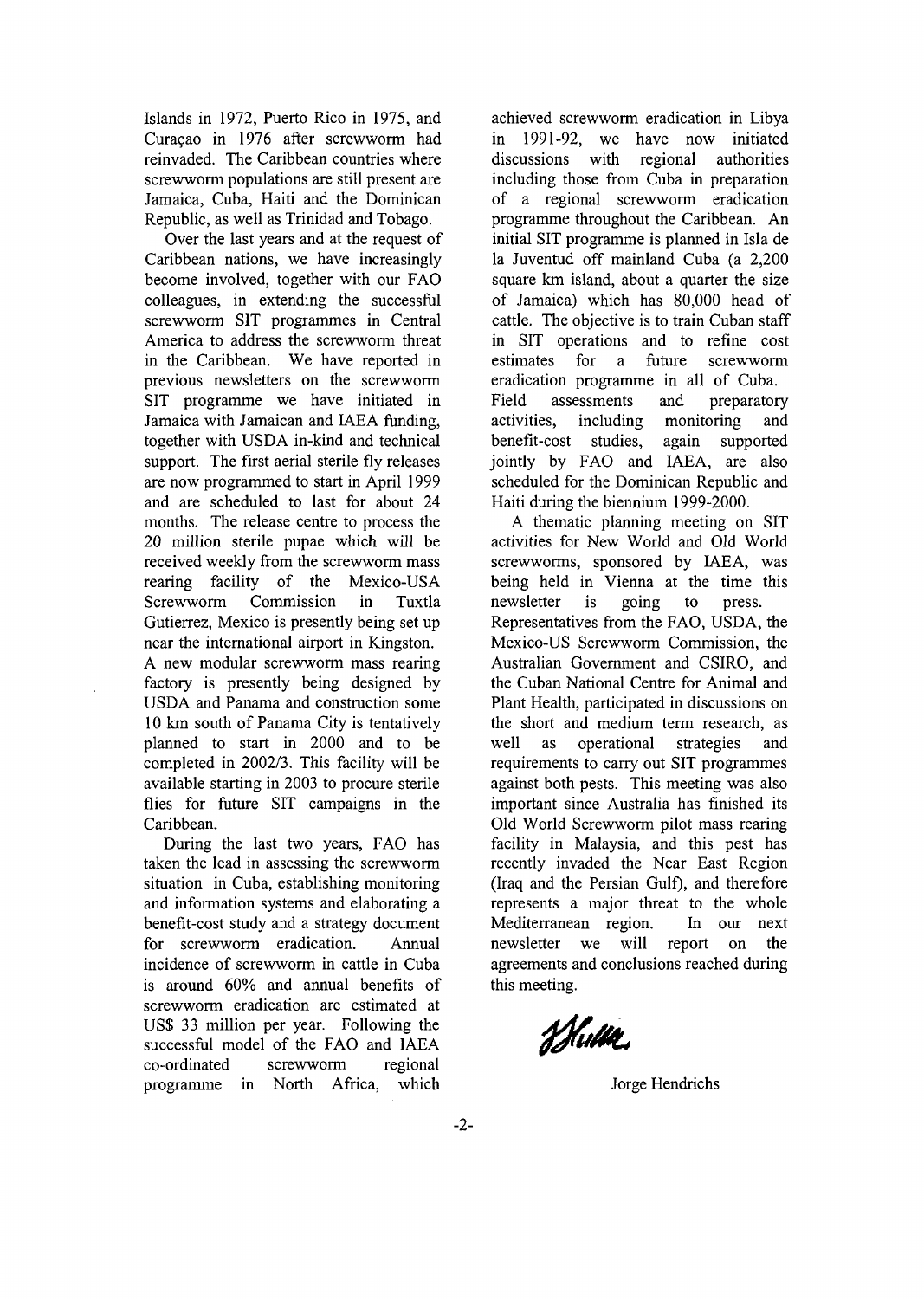Islands in 1972, Puerto Rico in 1975, and Curaçao in 1976 after screwworm had reinvaded. The Caribbean countries where screwworm populations are still present are Jamaica, Cuba, Haiti and the Dominican Republic, as well as Trinidad and Tobago.

Over the last years and at the request of Caribbean nations, we have increasingly become involved, together with our FAO colleagues, in extending the successful screwworm SIT programmes in Central America to address the screwworm threat in the Caribbean. We have reported in previous newsletters on the screwworm SIT programme we have initiated in Jamaica with Jamaican and IAEA funding, together with USDA in-kind and technical support. The first aerial sterile fly releases are now programmed to start in April 1999 and are scheduled to last for about 24 months. The release centre to process the 20 million sterile pupae which will be received weekly from the screwworm mass rearing facility of the Mexico-USA Screwworm Commission in Tuxtla Gutierrez, Mexico is presently being set up near the international airport in Kingston. A new modular screwworm mass rearing factory is presently being designed by USDA and Panama and construction some 10 km south of Panama City is tentatively planned to start in 2000 and to be completed in 2002/3. This facility will be available starting in 2003 to procure sterile flies for future SIT campaigns in the Caribbean.

During the last two years, FAO has taken the lead in assessing the screwworm situation in Cuba, establishing monitoring and information systems and elaborating a benefit-cost study and a strategy document for screwworm eradication. Annual incidence of screwworm in cattle in Cuba is around 60% and annual benefits of screwworm eradication are estimated at US$ 33 million per year. Following the successful model of the FAO and IAEA co-ordinated screwworm regional programme in North Africa, which achieved screwworm eradication in Libya in 1991-92, we have now initiated discussions with regional authorities including those from Cuba in preparation of a regional screwworm eradication programme throughout the Caribbean. An initial SIT programme is planned in Isla de la Juventud off mainland Cuba (a 2,200 square km island, about a quarter the size of Jamaica) which has 80,000 head of cattle. The objective is to train Cuban staff in SIT operations and to refine cost estimates for a future screwworm eradication programme in all of Cuba. Field assessments and preparatory activities, including monitoring and benefit-cost studies, again supported jointly by FAO and IAEA, are also scheduled for the Dominican Republic and Haiti during the biennium 1999-2000.

A thematic planning meeting on SIT activities for New World and Old World screwworms, sponsored by IAEA, was being held in Vienna at the time this newsletter is going to press. Representatives from the FAO, USDA, the Mexico-US Screwworm Commission, the Australian Government and CSIRO, and the Cuban National Centre for Animal and Plant Health, participated in discussions on the short and medium term research, as well as operational strategies and requirements to carry out SIT programmes against both pests. This meeting was also important since Australia has finished its Old World Screwworm pilot mass rearing facility in Malaysia, and this pest has recently invaded the Near East Region (Iraq and the Persian Gulf), and therefore represents a major threat to the whole Mediterranean region. In our next newsletter we will report on the agreements and conclusions reached during this meeting.

Jorge Hendrichs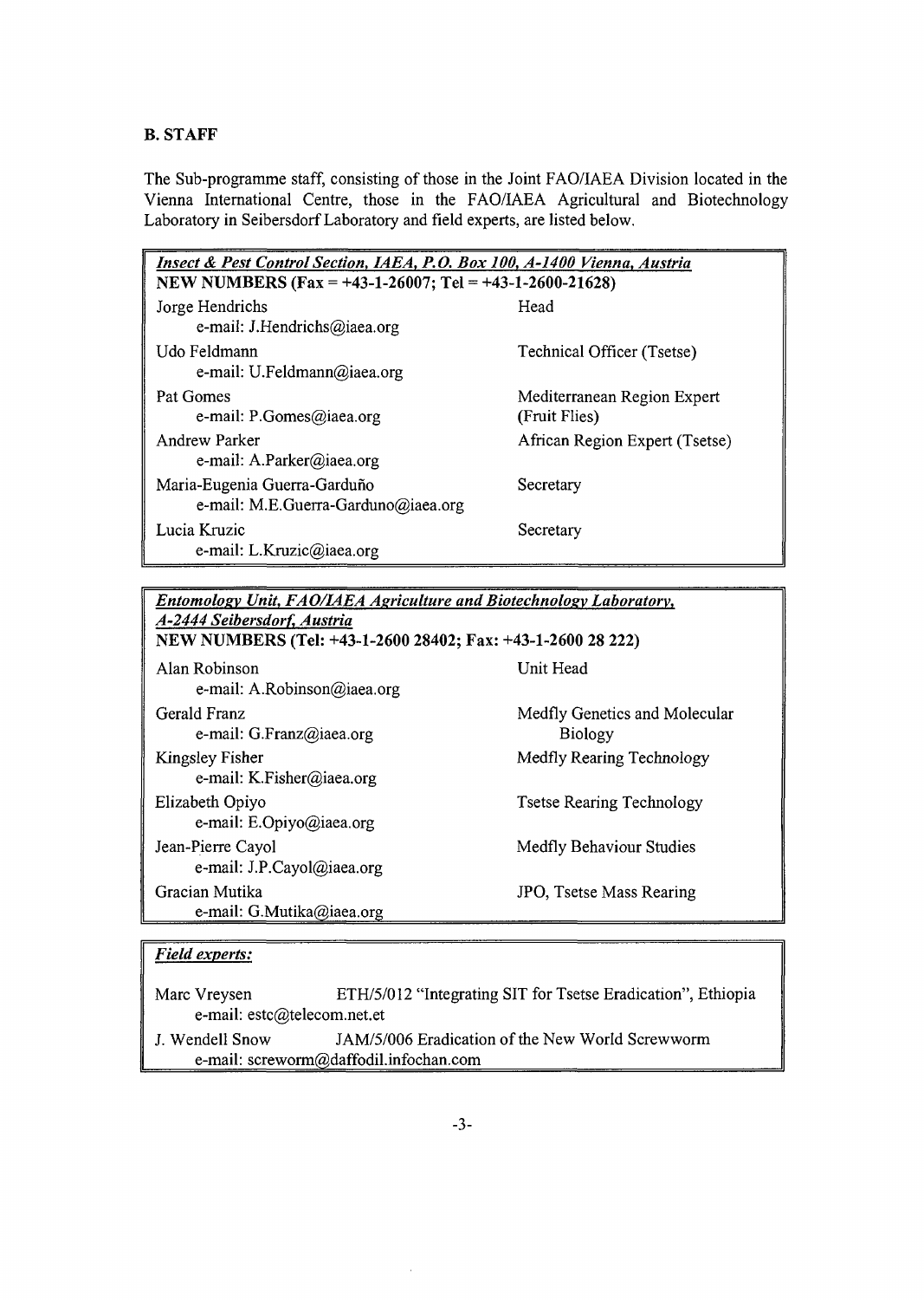## B. STAFF

The Sub-programme staff, consisting of those in the Joint FAO/IAEA Division located in the Vienna International Centre, those in the FAO/IAEA Agricultural and Biotechnology Laboratory in Seibersdorf Laboratory and field experts, are listed below.

| ***Insect & Pest Control Section, IAEA, P.O. Box 100, A-1400 Vienna, Austria*** **NEW NUMBERS (Fax = +43-1-26007; Tel = +43-1-2600-21628)** | |
|---|---|
| Jorge Hendrichs<br>e-mail: J.Hendrichs@iaea.org | Head |
| Udo Feldmann<br>e-mail: U.Feldmann@iaea.org | Technical Officer (Tsetse) |
| Pat Gomes<br>e-mail: P.Gomes@iaea.org | Mediterranean Region Expert (Fruit Flies) |
| Andrew Parker<br>e-mail: A.Parker@iaea.org | African Region Expert (Tsetse) |
| Maria-Eugenia Guerra-Garduño<br>e-mail: M.E.Guerra-Garduno@iaea.org | Secretary |
| Lucia Kruzic<br>e-mail: L.Kruzic@iaea.org | Secretary |

| ***Entomology Unit, FAO/IAEA Agriculture and Biotechnology Laboratory, A-2444 Seibersdorf, Austria*** **NEW NUMBERS (Tel: +43-1-2600 28402; Fax: +43-1-2600 28 222)** | |
|---|---|
| Alan Robinson<br>e-mail: A.Robinson@iaea.org | Unit Head |
| Gerald Franz<br>e-mail: G.Franz@iaea.org | Medfly Genetics and Molecular Biology |
| Kingsley Fisher<br>e-mail: K.Fisher@iaea.org | Medfly Rearing Technology |
| Elizabeth Opiyo<br>e-mail: E.Opiyo@iaea.org | Tsetse Rearing Technology |
| Jean-Pierre Cayol<br>e-mail: J.P.Cayol@iaea.org | Medfly Behaviour Studies |
| Gracian Mutika<br>e-mail: G.Mutika@iaea.org | JPO, Tsetse Mass Rearing |

| ***Field experts:*** | |
|---|---|
| Marc Vreysen<br>e-mail: estc@telecom.net.et | ETH/5/012 "Integrating SIT for Tsetse Eradication", Ethiopia |
| J. Wendell Snow<br>e-mail: screworm@daffodil.infochan.com | JAM/5/006 Eradication of the New World Screwworm |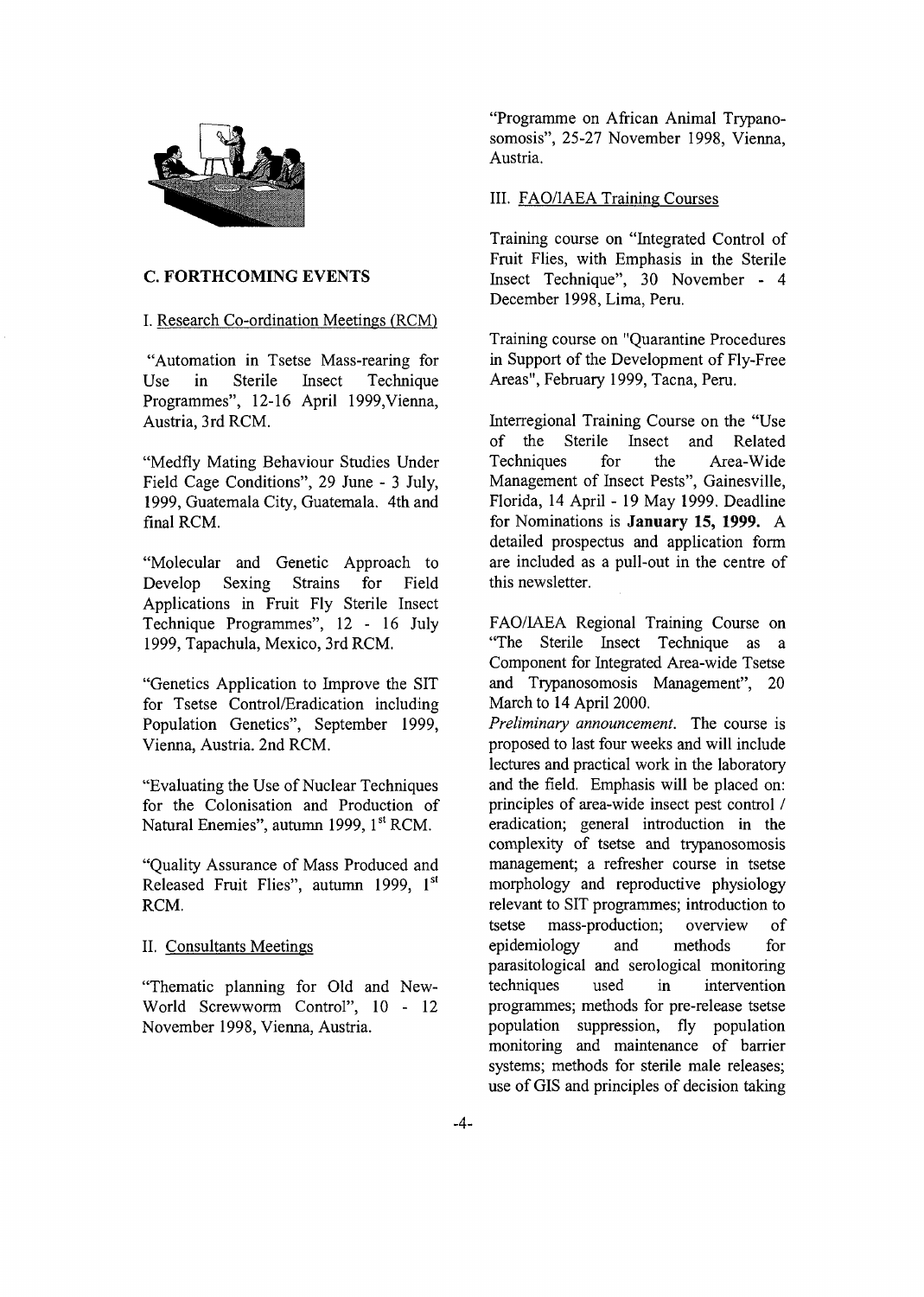## C. FORTHCOMING EVENTS

### I. Research Co-ordination Meetings (RCM)

"Automation in Tsetse Mass-rearing for Use in Sterile Insect Technique Programmes", 12-16 April 1999, Vienna, Austria, 3rd RCM.

"Medfly Mating Behaviour Studies Under Field Cage Conditions", 29 June - 3 July, 1999, Guatemala City, Guatemala. 4th and final RCM.

"Molecular and Genetic Approach to Develop Sexing Strains for Field Applications in Fruit Fly Sterile Insect Technique Programmes", 12 - 16 July 1999, Tapachula, Mexico, 3rd RCM.

"Genetics Application to Improve the SIT for Tsetse Control/Eradication including Population Genetics", September 1999, Vienna, Austria. 2nd RCM.

"Evaluating the Use of Nuclear Techniques for the Colonisation and Production of Natural Enemies", autumn 1999, 1st RCM.

"Quality Assurance of Mass Produced and Released Fruit Flies", autumn 1999, 1st RCM.

### II. Consultants Meetings

"Thematic planning for Old and New-World Screwworm Control", 10 - 12 November 1998, Vienna, Austria.

"Programme on African Animal Trypanosomosis", 25-27 November 1998, Vienna, Austria.

### III. FAO/IAEA Training Courses

Training course on "Integrated Control of Fruit Flies, with Emphasis in the Sterile Insect Technique", 30 November - 4 December 1998, Lima, Peru.

Training course on "Quarantine Procedures in Support of the Development of Fly-Free Areas", February 1999, Tacna, Peru.

Interregional Training Course on the "Use of the Sterile Insect and Related Techniques for the Area-Wide Management of Insect Pests", Gainesville, Florida, 14 April - 19 May 1999. Deadline for Nominations is **January 15, 1999.** A detailed prospectus and application form are included as a pull-out in the centre of this newsletter.

FAO/IAEA Regional Training Course on "The Sterile Insect Technique as a Component for Integrated Area-wide Tsetse and Trypanosomosis Management", 20 March to 14 April 2000.

*Preliminary announcement.* The course is proposed to last four weeks and will include lectures and practical work in the laboratory and the field. Emphasis will be placed on: principles of area-wide insect pest control / eradication; general introduction in the complexity of tsetse and trypanosomosis management; a refresher course in tsetse morphology and reproductive physiology relevant to SIT programmes; introduction to tsetse mass-production; overview of epidemiology and methods for parasitological and serological monitoring techniques used in intervention programmes; methods for pre-release tsetse population suppression, fly population monitoring and maintenance of barrier systems; methods for sterile male releases; use of GIS and principles of decision taking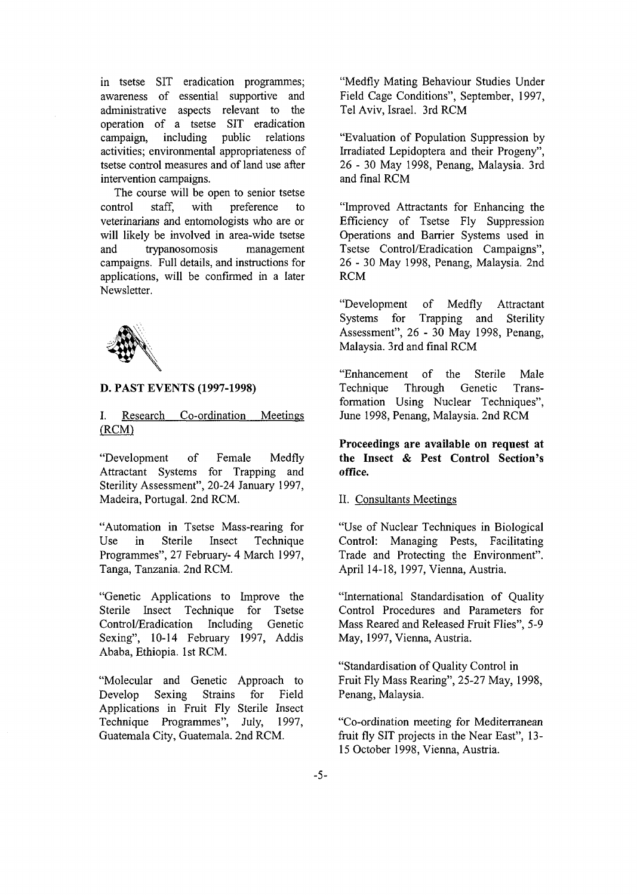in tsetse SIT eradication programmes; awareness of essential supportive and administrative aspects relevant to the operation of a tsetse SIT eradication campaign, including public relations activities; environmental appropriateness of tsetse control measures and of land use after intervention campaigns.

The course will be open to senior tsetse control staff, with preference to veterinarians and entomologists who are or will likely be involved in area-wide tsetse and trypanosomosis management campaigns. Full details, and instructions for applications, will be confirmed in a later Newsletter.

## D. PAST EVENTS (1997-1998)

### I. Research Co-ordination Meetings (RCM)

"Development of Female Medfly Attractant Systems for Trapping and Sterility Assessment", 20-24 January 1997, Madeira, Portugal. 2nd RCM.

"Automation in Tsetse Mass-rearing for Use in Sterile Insect Technique Programmes", 27 February- 4 March 1997, Tanga, Tanzania. 2nd RCM.

"Genetic Applications to Improve the Sterile Insect Technique for Tsetse Control/Eradication Including Genetic Sexing", 10-14 February 1997, Addis Ababa, Ethiopia. 1st RCM.

"Molecular and Genetic Approach to Develop Sexing Strains for Field Applications in Fruit Fly Sterile Insect Technique Programmes", July, 1997, Guatemala City, Guatemala. 2nd RCM.

"Medfly Mating Behaviour Studies Under Field Cage Conditions", September, 1997, Tel Aviv, Israel. 3rd RCM

"Evaluation of Population Suppression by Irradiated Lepidoptera and their Progeny", 26 - 30 May 1998, Penang, Malaysia. 3rd and final RCM

"Improved Attractants for Enhancing the Efficiency of Tsetse Fly Suppression Operations and Barrier Systems used in Tsetse Control/Eradication Campaigns", 26 - 30 May 1998, Penang, Malaysia. 2nd RCM

"Development of Medfly Attractant Systems for Trapping and Sterility Assessment", 26 - 30 May 1998, Penang, Malaysia. 3rd and final RCM

"Enhancement of the Sterile Male Technique Through Genetic Transformation Using Nuclear Techniques", June 1998, Penang, Malaysia. 2nd RCM

**Proceedings are available on request at the Insect & Pest Control Section's office.**

### II. Consultants Meetings

"Use of Nuclear Techniques in Biological Control: Managing Pests, Facilitating Trade and Protecting the Environment". April 14-18, 1997, Vienna, Austria.

"International Standardisation of Quality Control Procedures and Parameters for Mass Reared and Released Fruit Flies", 5-9 May, 1997, Vienna, Austria.

"Standardisation of Quality Control in Fruit Fly Mass Rearing", 25-27 May, 1998, Penang, Malaysia.

"Co-ordination meeting for Mediterranean fruit fly SIT projects in the Near East", 13-15 October 1998, Vienna, Austria.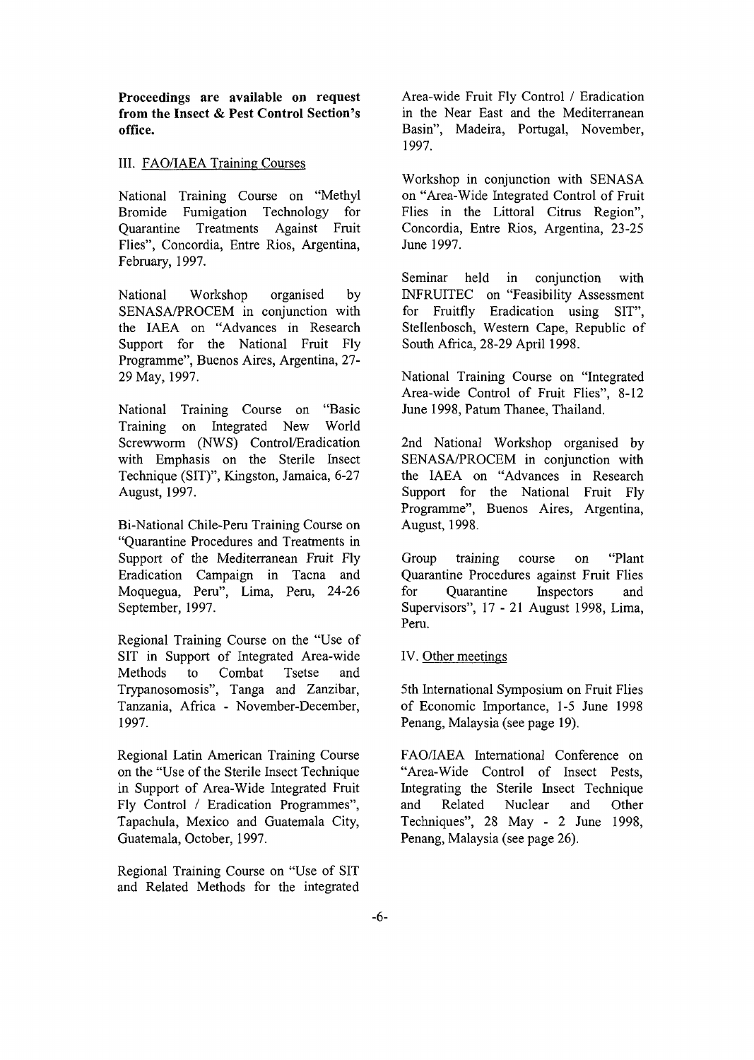**Proceedings are available on request from the Insect & Pest Control Section's office.**

III. FAO/IAEA Training Courses

National Training Course on "Methyl Bromide Fumigation Technology for Quarantine Treatments Against Fruit Flies", Concordia, Entre Rios, Argentina, February, 1997.

National Workshop organised by SENASA/PROCEM in conjunction with the IAEA on "Advances in Research Support for the National Fruit Fly Programme", Buenos Aires, Argentina, 27-29 May, 1997.

National Training Course on "Basic Training on Integrated New World Screwworm (NWS) Control/Eradication with Emphasis on the Sterile Insect Technique (SIT)", Kingston, Jamaica, 6-27 August, 1997.

Bi-National Chile-Peru Training Course on "Quarantine Procedures and Treatments in Support of the Mediterranean Fruit Fly Eradication Campaign in Tacna and Moquegua, Peru", Lima, Peru, 24-26 September, 1997.

Regional Training Course on the "Use of SIT in Support of Integrated Area-wide Methods to Combat Tsetse and Trypanosomosis", Tanga and Zanzibar, Tanzania, Africa - November-December, 1997.

Regional Latin American Training Course on the "Use of the Sterile Insect Technique in Support of Area-Wide Integrated Fruit Fly Control / Eradication Programmes", Tapachula, Mexico and Guatemala City, Guatemala, October, 1997.

Regional Training Course on "Use of SIT and Related Methods for the integrated Area-wide Fruit Fly Control / Eradication in the Near East and the Mediterranean Basin", Madeira, Portugal, November, 1997.

Workshop in conjunction with SENASA on "Area-Wide Integrated Control of Fruit Flies in the Littoral Citrus Region", Concordia, Entre Rios, Argentina, 23-25 June 1997.

Seminar held in conjunction with INFRUITEC on "Feasibility Assessment for Fruitfly Eradication using SIT", Stellenbosch, Western Cape, Republic of South Africa, 28-29 April 1998.

National Training Course on "Integrated Area-wide Control of Fruit Flies", 8-12 June 1998, Patum Thanee, Thailand.

2nd National Workshop organised by SENASA/PROCEM in conjunction with the IAEA on "Advances in Research Support for the National Fruit Fly Programme", Buenos Aires, Argentina, August, 1998.

Group training course on "Plant Quarantine Procedures against Fruit Flies for Quarantine Inspectors and Supervisors", 17 - 21 August 1998, Lima, Peru.

IV. Other meetings

5th International Symposium on Fruit Flies of Economic Importance, 1-5 June 1998 Penang, Malaysia (see page 19).

FAO/IAEA International Conference on "Area-Wide Control of Insect Pests, Integrating the Sterile Insect Technique and Related Nuclear and Other Techniques", 28 May - 2 June 1998, Penang, Malaysia (see page 26).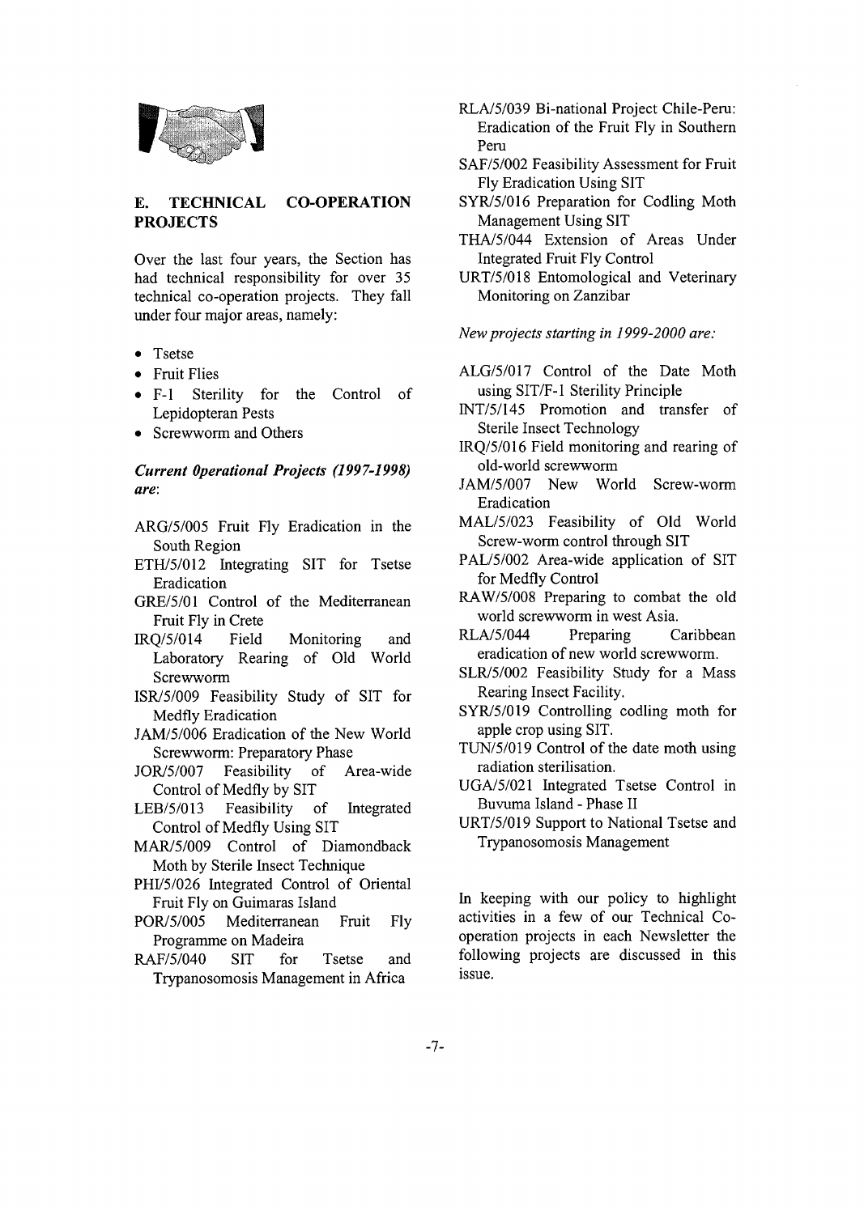## E. TECHNICAL CO-OPERATION PROJECTS

Over the last four years, the Section has had technical responsibility for over 35 technical co-operation projects. They fall under four major areas, namely:

- Tsetse
- Fruit Flies
- F-1 Sterility for the Control of Lepidopteran Pests
- Screwworm and Others

***Current Operational Projects (1997-1998) are*:**

- ARG/5/005 Fruit Fly Eradication in the South Region
- ETH/5/012 Integrating SIT for Tsetse Eradication
- GRE/5/01 Control of the Mediterranean Fruit Fly in Crete
- IRQ/5/014 Field Monitoring and Laboratory Rearing of Old World Screwworm
- ISR/5/009 Feasibility Study of SIT for Medfly Eradication
- JAM/5/006 Eradication of the New World Screwworm: Preparatory Phase
- JOR/5/007 Feasibility of Area-wide Control of Medfly by SIT
- LEB/5/013 Feasibility of Integrated Control of Medfly Using SIT
- MAR/5/009 Control of Diamondback Moth by Sterile Insect Technique
- PHI/5/026 Integrated Control of Oriental Fruit Fly on Guimaras Island
- POR/5/005 Mediterranean Fruit Fly Programme on Madeira
- RAF/5/040 SIT for Tsetse and Trypanosomosis Management in Africa
- RLA/5/039 Bi-national Project Chile-Peru: Eradication of the Fruit Fly in Southern Peru
- SAF/5/002 Feasibility Assessment for Fruit Fly Eradication Using SIT
- SYR/5/016 Preparation for Codling Moth Management Using SIT
- THA/5/044 Extension of Areas Under Integrated Fruit Fly Control
- URT/5/018 Entomological and Veterinary Monitoring on Zanzibar

*New projects starting in 1999-2000 are:*

- ALG/5/017 Control of the Date Moth using SIT/F-1 Sterility Principle
- INT/5/145 Promotion and transfer of Sterile Insect Technology
- IRQ/5/016 Field monitoring and rearing of old-world screwworm
- JAM/5/007 New World Screw-worm Eradication
- MAL/5/023 Feasibility of Old World Screw-worm control through SIT
- PAL/5/002 Area-wide application of SIT for Medfly Control
- RAW/5/008 Preparing to combat the old world screwworm in west Asia.
- RLA/5/044 Preparing Caribbean eradication of new world screwworm.
- SLR/5/002 Feasibility Study for a Mass Rearing Insect Facility.
- SYR/5/019 Controlling codling moth for apple crop using SIT.
- TUN/5/019 Control of the date moth using radiation sterilisation.
- UGA/5/021 Integrated Tsetse Control in Buvuma Island - Phase II
- URT/5/019 Support to National Tsetse and Trypanosomosis Management

In keeping with our policy to highlight activities in a few of our Technical Co-operation projects in each Newsletter the following projects are discussed in this issue.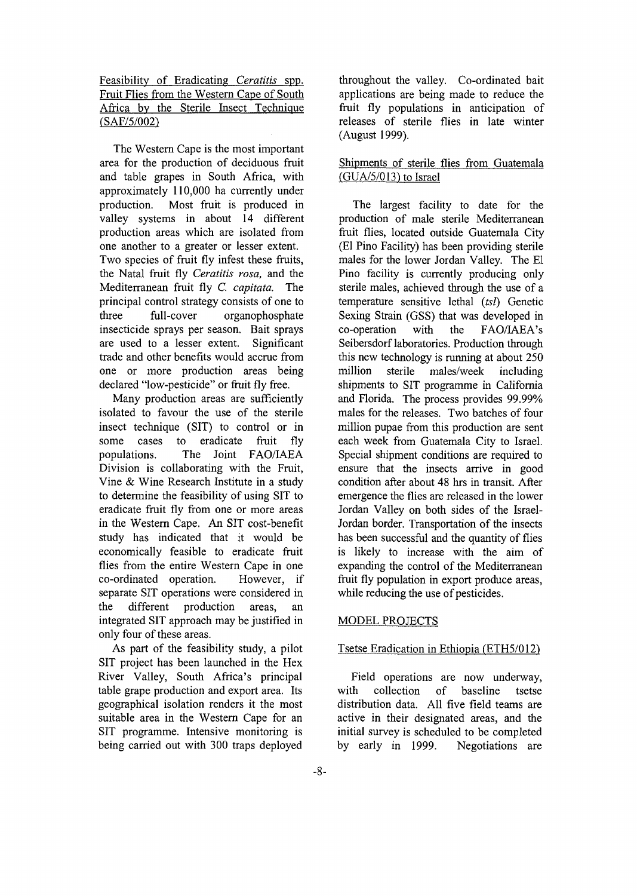### Feasibility of Eradicating *Ceratitis* spp. Fruit Flies from the Western Cape of South Africa by the Sterile Insect Technique (SAF/5/002)

The Western Cape is the most important area for the production of deciduous fruit and table grapes in South Africa, with approximately 110,000 ha currently under production. Most fruit is produced in valley systems in about 14 different production areas which are isolated from one another to a greater or lesser extent. Two species of fruit fly infest these fruits, the Natal fruit fly *Ceratitis rosa*, and the Mediterranean fruit fly *C. capitata*. The principal control strategy consists of one to three full-cover organophosphate insecticide sprays per season. Bait sprays are used to a lesser extent. Significant trade and other benefits would accrue from one or more production areas being declared "low-pesticide" or fruit fly free.

Many production areas are sufficiently isolated to favour the use of the sterile insect technique (SIT) to control or in some cases to eradicate fruit fly populations. The Joint FAO/IAEA Division is collaborating with the Fruit, Vine & Wine Research Institute in a study to determine the feasibility of using SIT to eradicate fruit fly from one or more areas in the Western Cape. An SIT cost-benefit study has indicated that it would be economically feasible to eradicate fruit flies from the entire Western Cape in one co-ordinated operation. However, if separate SIT operations were considered in the different production areas, an integrated SIT approach may be justified in only four of these areas.

As part of the feasibility study, a pilot SIT project has been launched in the Hex River Valley, South Africa's principal table grape production and export area. Its geographical isolation renders it the most suitable area in the Western Cape for an SIT programme. Intensive monitoring is being carried out with 300 traps deployed throughout the valley. Co-ordinated bait applications are being made to reduce the fruit fly populations in anticipation of releases of sterile flies in late winter (August 1999).

### Shipments of sterile flies from Guatemala (GUA/5/013) to Israel

The largest facility to date for the production of male sterile Mediterranean fruit flies, located outside Guatemala City (El Pino Facility) has been providing sterile males for the lower Jordan Valley. The El Pino facility is currently producing only sterile males, achieved through the use of a temperature sensitive lethal (*tsl*) Genetic Sexing Strain (GSS) that was developed in co-operation with the FAO/IAEA's Seibersdorf laboratories. Production through this new technology is running at about 250 million sterile males/week including shipments to SIT programme in California and Florida. The process provides 99.99% males for the releases. Two batches of four million pupae from this production are sent each week from Guatemala City to Israel. Special shipment conditions are required to ensure that the insects arrive in good condition after about 48 hrs in transit. After emergence the flies are released in the lower Jordan Valley on both sides of the Israel-Jordan border. Transportation of the insects has been successful and the quantity of flies is likely to increase with the aim of expanding the control of the Mediterranean fruit fly population in export produce areas, while reducing the use of pesticides.

## MODEL PROJECTS

### Tsetse Eradication in Ethiopia (ETH5/012)

Field operations are now underway, with collection of baseline tsetse distribution data. All five field teams are active in their designated areas, and the initial survey is scheduled to be completed by early in 1999. Negotiations are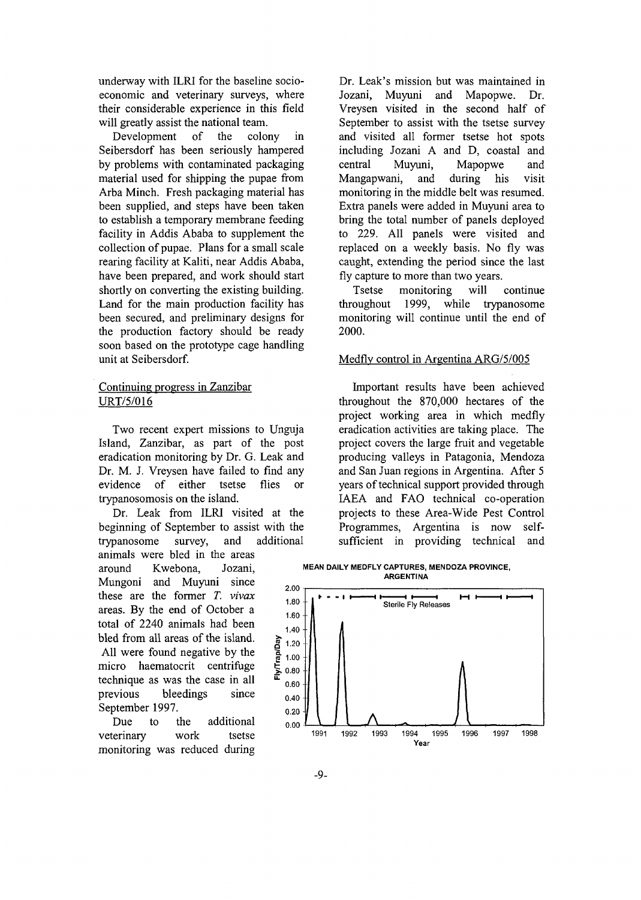underway with ILRI for the baseline socio-economic and veterinary surveys, where their considerable experience in this field will greatly assist the national team.

Development of the colony in Seibersdorf has been seriously hampered by problems with contaminated packaging material used for shipping the pupae from Arba Minch. Fresh packaging material has been supplied, and steps have been taken to establish a temporary membrane feeding facility in Addis Ababa to supplement the collection of pupae. Plans for a small scale rearing facility at Kaliti, near Addis Ababa, have been prepared, and work should start shortly on converting the existing building. Land for the main production facility has been secured, and preliminary designs for the production factory should be ready soon based on the prototype cage handling unit at Seibersdorf.

## Continuing progress in Zanzibar URT/5/016

Two recent expert missions to Unguja Island, Zanzibar, as part of the post eradication monitoring by Dr. G. Leak and Dr. M. J. Vreysen have failed to find any evidence of either tsetse flies or trypanosomosis on the island.

Dr. Leak from ILRI visited at the beginning of September to assist with the trypanosome survey, and additional animals were bled in the areas around Kwebona, Jozani, Mungoni and Muyuni since these are the former *T. vivax* areas. By the end of October a total of 2240 animals had been bled from all areas of the island. All were found negative by the micro haematocrit centrifuge technique as was the case in all previous bleedings since September 1997.

Due to the additional veterinary work tsetse monitoring was reduced during Dr. Leak's mission but was maintained in Jozani, Muyuni and Mapopwe. Dr. Vreysen visited in the second half of September to assist with the tsetse survey and visited all former tsetse hot spots including Jozani A and D, coastal and central Muyuni, Mapopwe and Mangapwani, and during his visit monitoring in the middle belt was resumed. Extra panels were added in Muyuni area to bring the total number of panels deployed to 229. All panels were visited and replaced on a weekly basis. No fly was caught, extending the period since the last fly capture to more than two years.

Tsetse monitoring will continue throughout 1999, while trypanosome monitoring will continue until the end of 2000.

## Medfly control in Argentina ARG/5/005

Important results have been achieved throughout the 870,000 hectares of the project working area in which medfly eradication activities are taking place. The project covers the large fruit and vegetable producing valleys in Patagonia, Mendoza and San Juan regions in Argentina. After 5 years of technical support provided through IAEA and FAO technical co-operation projects to these Area-Wide Pest Control Programmes, Argentina is now self-sufficient in providing technical and

MEAN DAILY MEDFLY CAPTURES, MENDOZA PROVINCE, ARGENTINA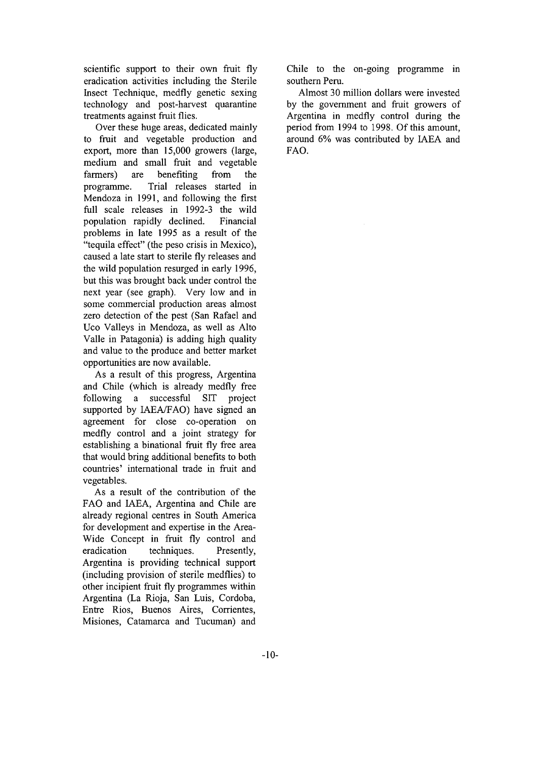scientific support to their own fruit fly eradication activities including the Sterile Insect Technique, medfly genetic sexing technology and post-harvest quarantine treatments against fruit flies.

Over these huge areas, dedicated mainly to fruit and vegetable production and export, more than 15,000 growers (large, medium and small fruit and vegetable farmers) are benefiting from the programme. Trial releases started in Mendoza in 1991, and following the first full scale releases in 1992-3 the wild population rapidly declined. Financial problems in late 1995 as a result of the "tequila effect" (the peso crisis in Mexico), caused a late start to sterile fly releases and the wild population resurged in early 1996, but this was brought back under control the next year (see graph). Very low and in some commercial production areas almost zero detection of the pest (San Rafael and Uco Valleys in Mendoza, as well as Alto Valle in Patagonia) is adding high quality and value to the produce and better market opportunities are now available.

As a result of this progress, Argentina and Chile (which is already medfly free following a successful SIT project supported by IAEA/FAO) have signed an agreement for close co-operation on medfly control and a joint strategy for establishing a binational fruit fly free area that would bring additional benefits to both countries' international trade in fruit and vegetables.

As a result of the contribution of the FAO and IAEA, Argentina and Chile are already regional centres in South America for development and expertise in the Area-Wide Concept in fruit fly control and eradication techniques. Presently, Argentina is providing technical support (including provision of sterile medflies) to other incipient fruit fly programmes within Argentina (La Rioja, San Luis, Cordoba, Entre Rios, Buenos Aires, Corrientes, Misiones, Catamarca and Tucuman) and Chile to the on-going programme in southern Peru.

Almost 30 million dollars were invested by the government and fruit growers of Argentina in medfly control during the period from 1994 to 1998. Of this amount, around 6% was contributed by IAEA and FAO.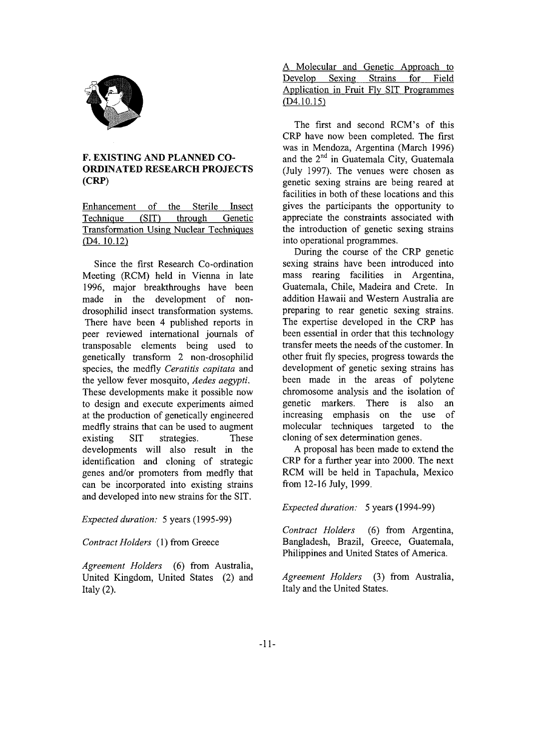## F. EXISTING AND PLANNED CO-ORDINATED RESEARCH PROJECTS (CRP)

### Enhancement of the Sterile Insect Technique (SIT) through Genetic Transformation Using Nuclear Techniques (D4. 10.12)

Since the first Research Co-ordination Meeting (RCM) held in Vienna in late 1996, major breakthroughs have been made in the development of non-drosophilid insect transformation systems. There have been 4 published reports in peer reviewed international journals of transposable elements being used to genetically transform 2 non-drosophilid species, the medfly *Ceratitis capitata* and the yellow fever mosquito, *Aedes aegypti*. These developments make it possible now to design and execute experiments aimed at the production of genetically engineered medfly strains that can be used to augment existing SIT strategies. These developments will also result in the identification and cloning of strategic genes and/or promoters from medfly that can be incorporated into existing strains and developed into new strains for the SIT.

*Expected duration:* 5 years (1995-99)

*Contract Holders* (1) from Greece

*Agreement Holders* (6) from Australia, United Kingdom, United States (2) and Italy (2).

### A Molecular and Genetic Approach to Develop Sexing Strains for Field Application in Fruit Fly SIT Programmes (D4.10.15)

The first and second RCM's of this CRP have now been completed. The first was in Mendoza, Argentina (March 1996) and the 2nd in Guatemala City, Guatemala (July 1997). The venues were chosen as genetic sexing strains are being reared at facilities in both of these locations and this gives the participants the opportunity to appreciate the constraints associated with the introduction of genetic sexing strains into operational programmes.

During the course of the CRP genetic sexing strains have been introduced into mass rearing facilities in Argentina, Guatemala, Chile, Madeira and Crete. In addition Hawaii and Western Australia are preparing to rear genetic sexing strains. The expertise developed in the CRP has been essential in order that this technology transfer meets the needs of the customer. In other fruit fly species, progress towards the development of genetic sexing strains has been made in the areas of polytene chromosome analysis and the isolation of genetic markers. There is also an increasing emphasis on the use of molecular techniques targeted to the cloning of sex determination genes.

A proposal has been made to extend the CRP for a further year into 2000. The next RCM will be held in Tapachula, Mexico from 12-16 July, 1999.

*Expected duration:* 5 years (1994-99)

*Contract Holders* (6) from Argentina, Bangladesh, Brazil, Greece, Guatemala, Philippines and United States of America.

*Agreement Holders* (3) from Australia, Italy and the United States.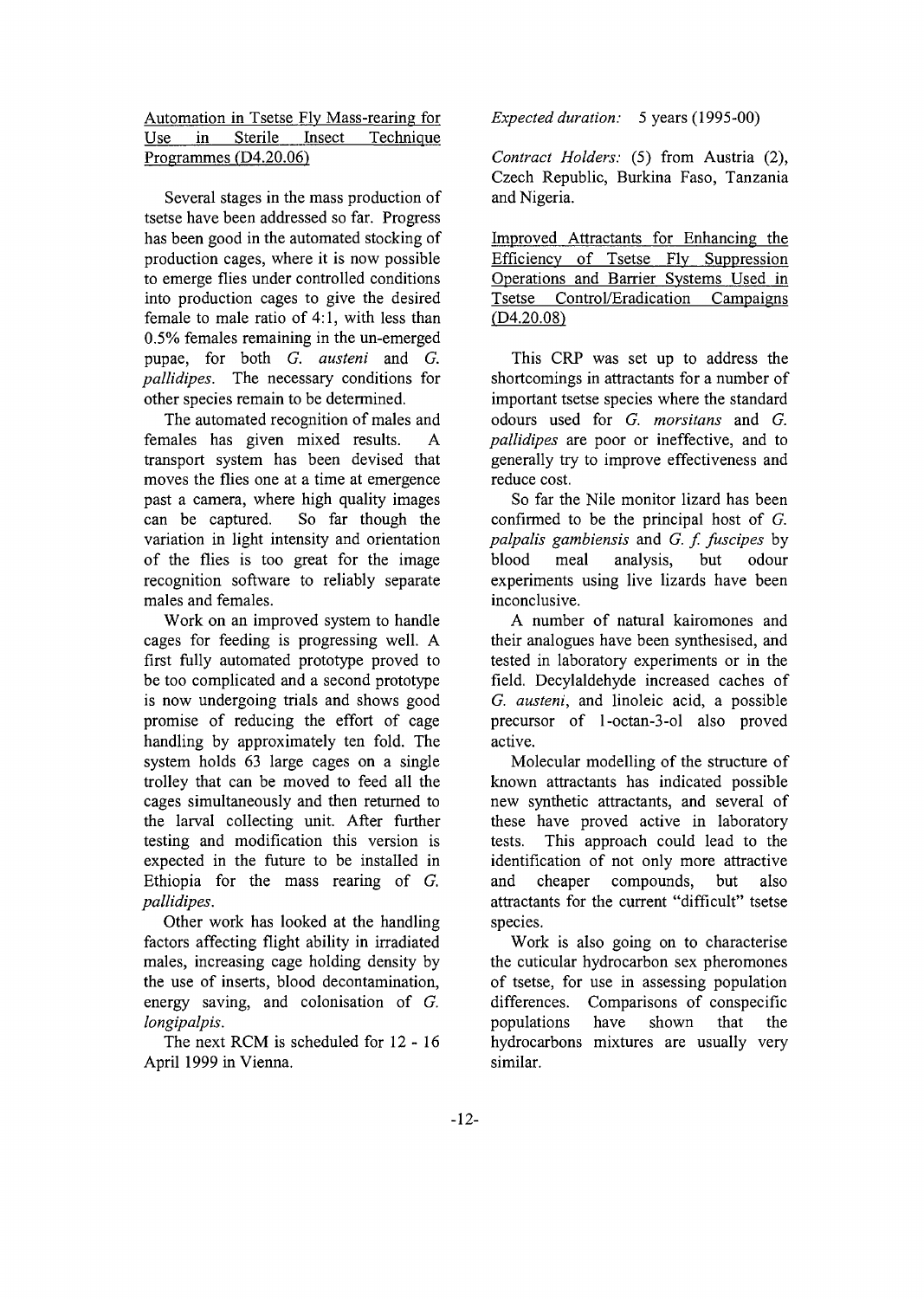### Automation in Tsetse Fly Mass-rearing for Use in Sterile Insect Technique Programmes (D4.20.06)

Several stages in the mass production of tsetse have been addressed so far. Progress has been good in the automated stocking of production cages, where it is now possible to emerge flies under controlled conditions into production cages to give the desired female to male ratio of 4:1, with less than 0.5% females remaining in the un-emerged pupae, for both *G. austeni* and *G. pallidipes*. The necessary conditions for other species remain to be determined.

The automated recognition of males and females has given mixed results. A transport system has been devised that moves the flies one at a time at emergence past a camera, where high quality images can be captured. So far though the variation in light intensity and orientation of the flies is too great for the image recognition software to reliably separate males and females.

Work on an improved system to handle cages for feeding is progressing well. A first fully automated prototype proved to be too complicated and a second prototype is now undergoing trials and shows good promise of reducing the effort of cage handling by approximately ten fold. The system holds 63 large cages on a single trolley that can be moved to feed all the cages simultaneously and then returned to the larval collecting unit. After further testing and modification this version is expected in the future to be installed in Ethiopia for the mass rearing of *G. pallidipes*.

Other work has looked at the handling factors affecting flight ability in irradiated males, increasing cage holding density by the use of inserts, blood decontamination, energy saving, and colonisation of *G. longipalpis*.

The next RCM is scheduled for 12 - 16 April 1999 in Vienna.

*Expected duration:* 5 years (1995-00)

*Contract Holders:* (5) from Austria (2), Czech Republic, Burkina Faso, Tanzania and Nigeria.

### Improved Attractants for Enhancing the Efficiency of Tsetse Fly Suppression Operations and Barrier Systems Used in Tsetse Control/Eradication Campaigns (D4.20.08)

This CRP was set up to address the shortcomings in attractants for a number of important tsetse species where the standard odours used for *G. morsitans* and *G. pallidipes* are poor or ineffective, and to generally try to improve effectiveness and reduce cost.

So far the Nile monitor lizard has been confirmed to be the principal host of *G. palpalis gambiensis* and *G. f. fuscipes* by blood meal analysis, but odour experiments using live lizards have been inconclusive.

A number of natural kairomones and their analogues have been synthesised, and tested in laboratory experiments or in the field. Decylaldehyde increased caches of *G. austeni*, and linoleic acid, a possible precursor of 1-octan-3-ol also proved active.

Molecular modelling of the structure of known attractants has indicated possible new synthetic attractants, and several of these have proved active in laboratory tests. This approach could lead to the identification of not only more attractive and cheaper compounds, but also attractants for the current "difficult" tsetse species.

Work is also going on to characterise the cuticular hydrocarbon sex pheromones of tsetse, for use in assessing population differences. Comparisons of conspecific populations have shown that the hydrocarbons mixtures are usually very similar.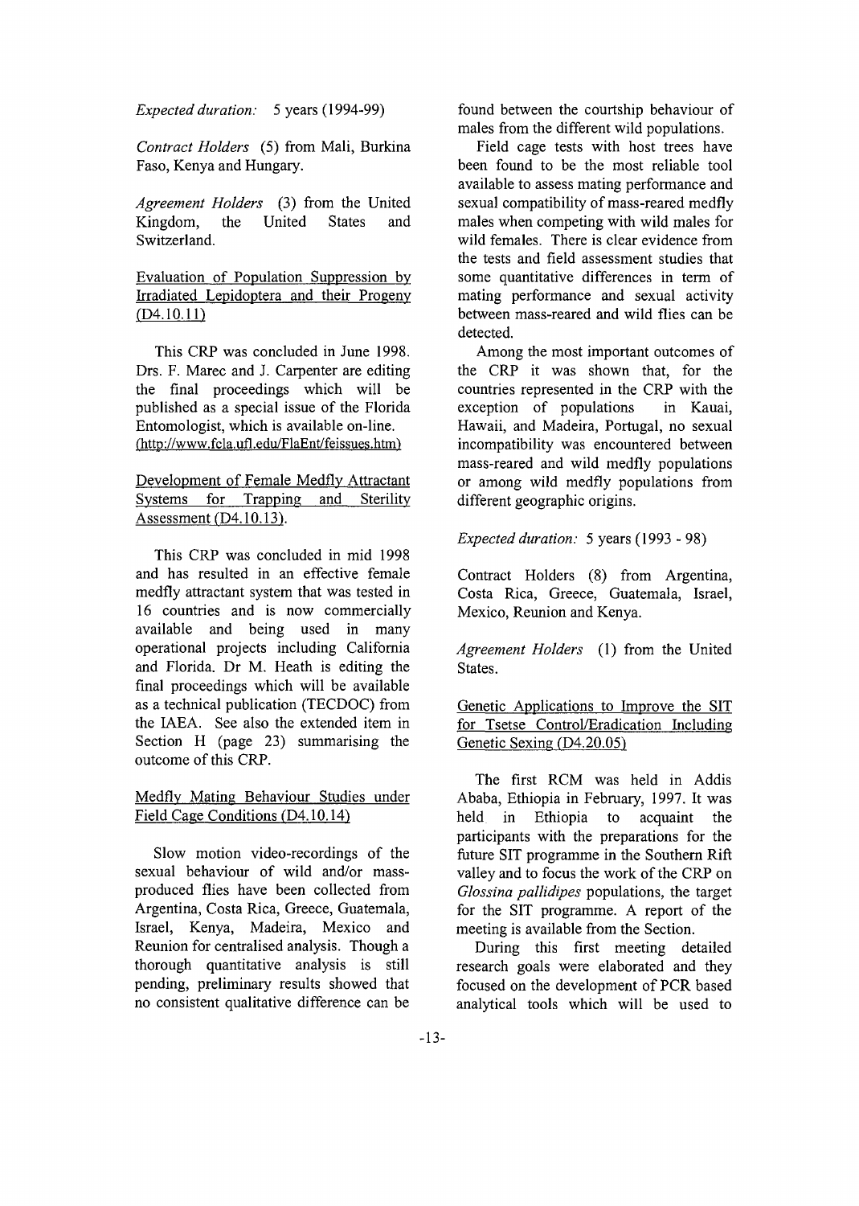*Expected duration:* 5 years (1994-99)

*Contract Holders* (5) from Mali, Burkina Faso, Kenya and Hungary.

*Agreement Holders* (3) from the United Kingdom, the United States and Switzerland.

### Evaluation of Population Suppression by Irradiated Lepidoptera and their Progeny (D4.10.11)

This CRP was concluded in June 1998. Drs. F. Marec and J. Carpenter are editing the final proceedings which will be published as a special issue of the Florida Entomologist, which is available on-line. (http://www.fcla.ufl.edu/FlaEnt/feissues.htm)

### Development of Female Medfly Attractant Systems for Trapping and Sterility Assessment (D4.10.13).

This CRP was concluded in mid 1998 and has resulted in an effective female medfly attractant system that was tested in 16 countries and is now commercially available and being used in many operational projects including California and Florida. Dr M. Heath is editing the final proceedings which will be available as a technical publication (TECDOC) from the IAEA. See also the extended item in Section H (page 23) summarising the outcome of this CRP.

### Medfly Mating Behaviour Studies under Field Cage Conditions (D4.10.14)

Slow motion video-recordings of the sexual behaviour of wild and/or mass-produced flies have been collected from Argentina, Costa Rica, Greece, Guatemala, Israel, Kenya, Madeira, Mexico and Reunion for centralised analysis. Though a thorough quantitative analysis is still pending, preliminary results showed that no consistent qualitative difference can be found between the courtship behaviour of males from the different wild populations.

Field cage tests with host trees have been found to be the most reliable tool available to assess mating performance and sexual compatibility of mass-reared medfly males when competing with wild males for wild females. There is clear evidence from the tests and field assessment studies that some quantitative differences in term of mating performance and sexual activity between mass-reared and wild flies can be detected.

Among the most important outcomes of the CRP it was shown that, for the countries represented in the CRP with the exception of populations in Kauai, Hawaii, and Madeira, Portugal, no sexual incompatibility was encountered between mass-reared and wild medfly populations or among wild medfly populations from different geographic origins.

*Expected duration:* 5 years (1993 - 98)

Contract Holders (8) from Argentina, Costa Rica, Greece, Guatemala, Israel, Mexico, Reunion and Kenya.

*Agreement Holders* (1) from the United States.

### Genetic Applications to Improve the SIT for Tsetse Control/Eradication Including Genetic Sexing (D4.20.05)

The first RCM was held in Addis Ababa, Ethiopia in February, 1997. It was held in Ethiopia to acquaint the participants with the preparations for the future SIT programme in the Southern Rift valley and to focus the work of the CRP on *Glossina pallidipes* populations, the target for the SIT programme. A report of the meeting is available from the Section.

During this first meeting detailed research goals were elaborated and they focused on the development of PCR based analytical tools which will be used to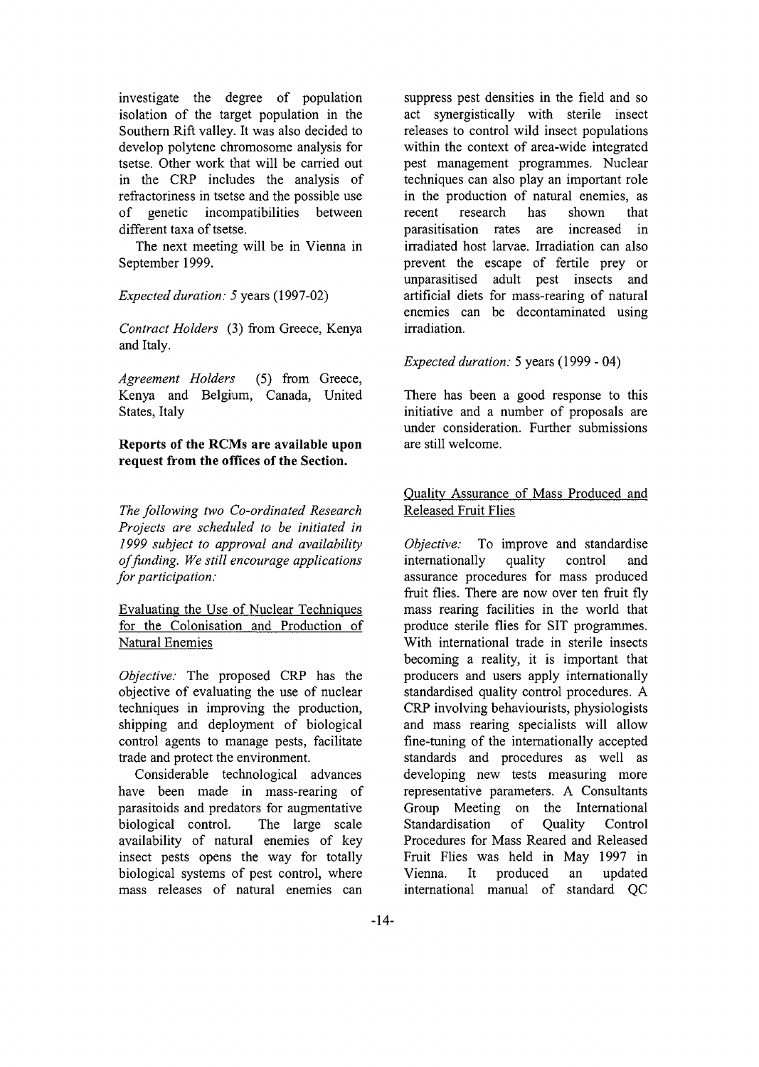investigate the degree of population isolation of the target population in the Southern Rift valley. It was also decided to develop polytene chromosome analysis for tsetse. Other work that will be carried out in the CRP includes the analysis of refractoriness in tsetse and the possible use of genetic incompatibilities between different taxa of tsetse.

The next meeting will be in Vienna in September 1999.

*Expected duration:* 5 years (1997-02)

*Contract Holders* (3) from Greece, Kenya and Italy.

*Agreement Holders* (5) from Greece, Kenya and Belgium, Canada, United States, Italy

**Reports of the RCMs are available upon request from the offices of the Section.**

*The following two Co-ordinated Research Projects are scheduled to be initiated in 1999 subject to approval and availability of funding. We still encourage applications for participation:*

## Evaluating the Use of Nuclear Techniques for the Colonisation and Production of Natural Enemies

*Objective:* The proposed CRP has the objective of evaluating the use of nuclear techniques in improving the production, shipping and deployment of biological control agents to manage pests, facilitate trade and protect the environment.

Considerable technological advances have been made in mass-rearing of parasitoids and predators for augmentative biological control. The large scale availability of natural enemies of key insect pests opens the way for totally biological systems of pest control, where mass releases of natural enemies can suppress pest densities in the field and so act synergistically with sterile insect releases to control wild insect populations within the context of area-wide integrated pest management programmes. Nuclear techniques can also play an important role in the production of natural enemies, as recent research has shown that parasitisation rates are increased in irradiated host larvae. Irradiation can also prevent the escape of fertile prey or unparasitised adult pest insects and artificial diets for mass-rearing of natural enemies can be decontaminated using irradiation.

*Expected duration:* 5 years (1999 - 04)

There has been a good response to this initiative and a number of proposals are under consideration. Further submissions are still welcome.

## Quality Assurance of Mass Produced and Released Fruit Flies

*Objective:* To improve and standardise internationally quality control and assurance procedures for mass produced fruit flies. There are now over ten fruit fly mass rearing facilities in the world that produce sterile flies for SIT programmes. With international trade in sterile insects becoming a reality, it is important that producers and users apply internationally standardised quality control procedures. A CRP involving behaviourists, physiologists and mass rearing specialists will allow fine-tuning of the internationally accepted standards and procedures as well as developing new tests measuring more representative parameters. A Consultants Group Meeting on the International Standardisation of Quality Control Procedures for Mass Reared and Released Fruit Flies was held in May 1997 in Vienna. It produced an updated international manual of standard QC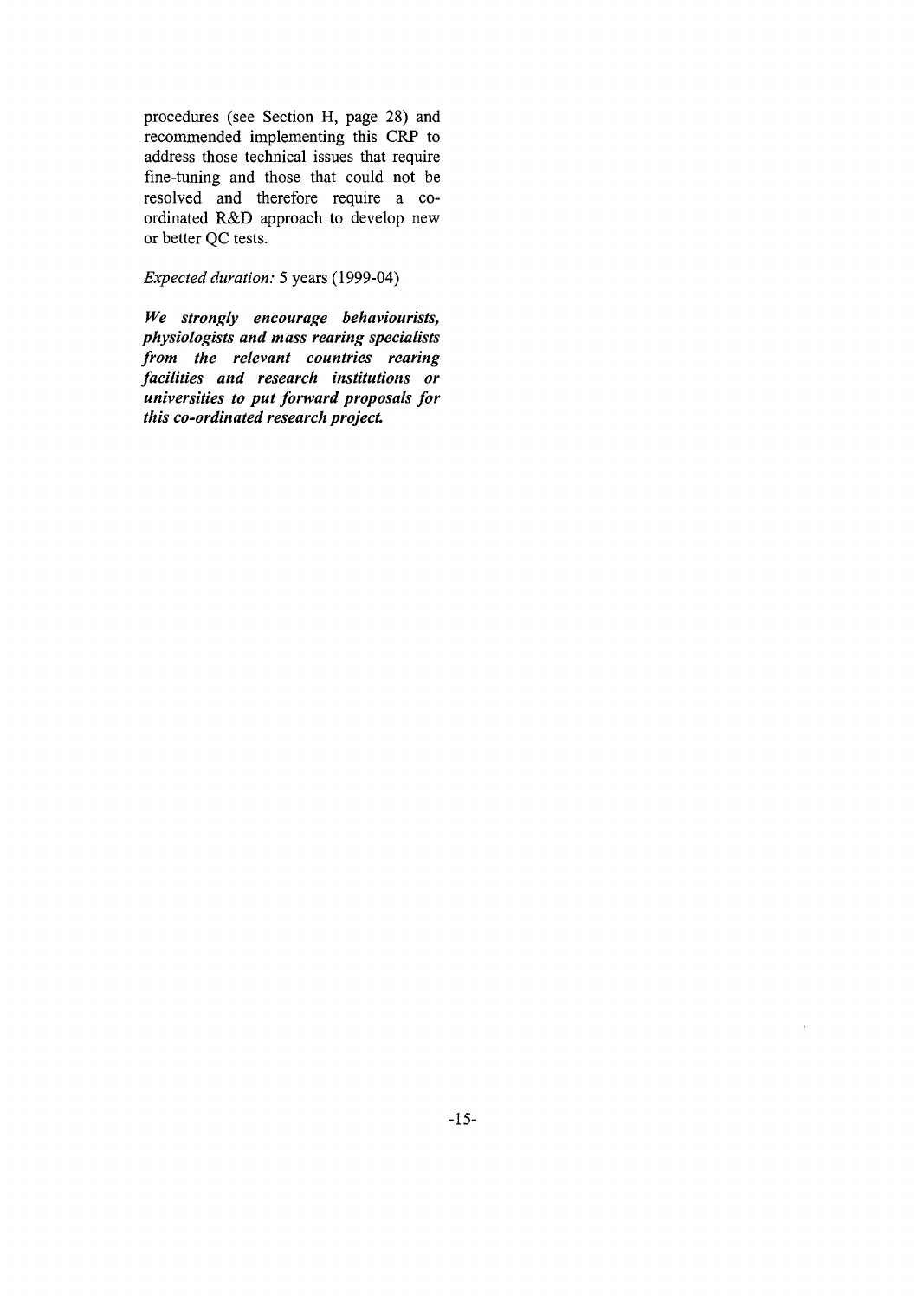procedures (see Section H, page 28) and recommended implementing this CRP to address those technical issues that require fine-tuning and those that could not be resolved and therefore require a co-ordinated R&D approach to develop new or better QC tests.

*Expected duration:* 5 years (1999-04)

***We strongly encourage behaviourists, physiologists and mass rearing specialists from the relevant countries rearing facilities and research institutions or universities to put forward proposals for this co-ordinated research project.***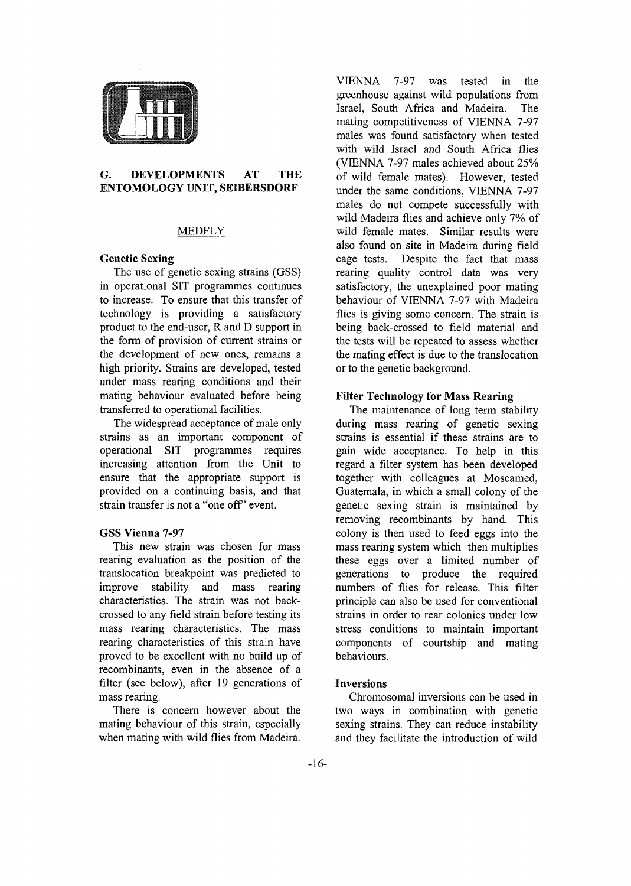## G. DEVELOPMENTS AT THE ENTOMOLOGY UNIT, SEIBERSDORF

### MEDFLY

#### Genetic Sexing

The use of genetic sexing strains (GSS) in operational SIT programmes continues to increase. To ensure that this transfer of technology is providing a satisfactory product to the end-user, R and D support in the form of provision of current strains or the development of new ones, remains a high priority. Strains are developed, tested under mass rearing conditions and their mating behaviour evaluated before being transferred to operational facilities.

The widespread acceptance of male only strains as an important component of operational SIT programmes requires increasing attention from the Unit to ensure that the appropriate support is provided on a continuing basis, and that strain transfer is not a "one off" event.

#### GSS Vienna 7-97

This new strain was chosen for mass rearing evaluation as the position of the translocation breakpoint was predicted to improve stability and mass rearing characteristics. The strain was not back-crossed to any field strain before testing its mass rearing characteristics. The mass rearing characteristics of this strain have proved to be excellent with no build up of recombinants, even in the absence of a filter (see below), after 19 generations of mass rearing.

There is concern however about the mating behaviour of this strain, especially when mating with wild flies from Madeira. VIENNA 7-97 was tested in the greenhouse against wild populations from Israel, South Africa and Madeira. The mating competitiveness of VIENNA 7-97 males was found satisfactory when tested with wild Israel and South Africa flies (VIENNA 7-97 males achieved about 25% of wild female mates). However, tested under the same conditions, VIENNA 7-97 males do not compete successfully with wild Madeira flies and achieve only 7% of wild female mates. Similar results were also found on site in Madeira during field cage tests. Despite the fact that mass rearing quality control data was very satisfactory, the unexplained poor mating behaviour of VIENNA 7-97 with Madeira flies is giving some concern. The strain is being back-crossed to field material and the tests will be repeated to assess whether the mating effect is due to the translocation or to the genetic background.

#### Filter Technology for Mass Rearing

The maintenance of long term stability during mass rearing of genetic sexing strains is essential if these strains are to gain wide acceptance. To help in this regard a filter system has been developed together with colleagues at Moscamed, Guatemala, in which a small colony of the genetic sexing strain is maintained by removing recombinants by hand. This colony is then used to feed eggs into the mass rearing system which then multiplies these eggs over a limited number of generations to produce the required numbers of flies for release. This filter principle can also be used for conventional strains in order to rear colonies under low stress conditions to maintain important components of courtship and mating behaviours.

#### Inversions

Chromosomal inversions can be used in two ways in combination with genetic sexing strains. They can reduce instability and they facilitate the introduction of wild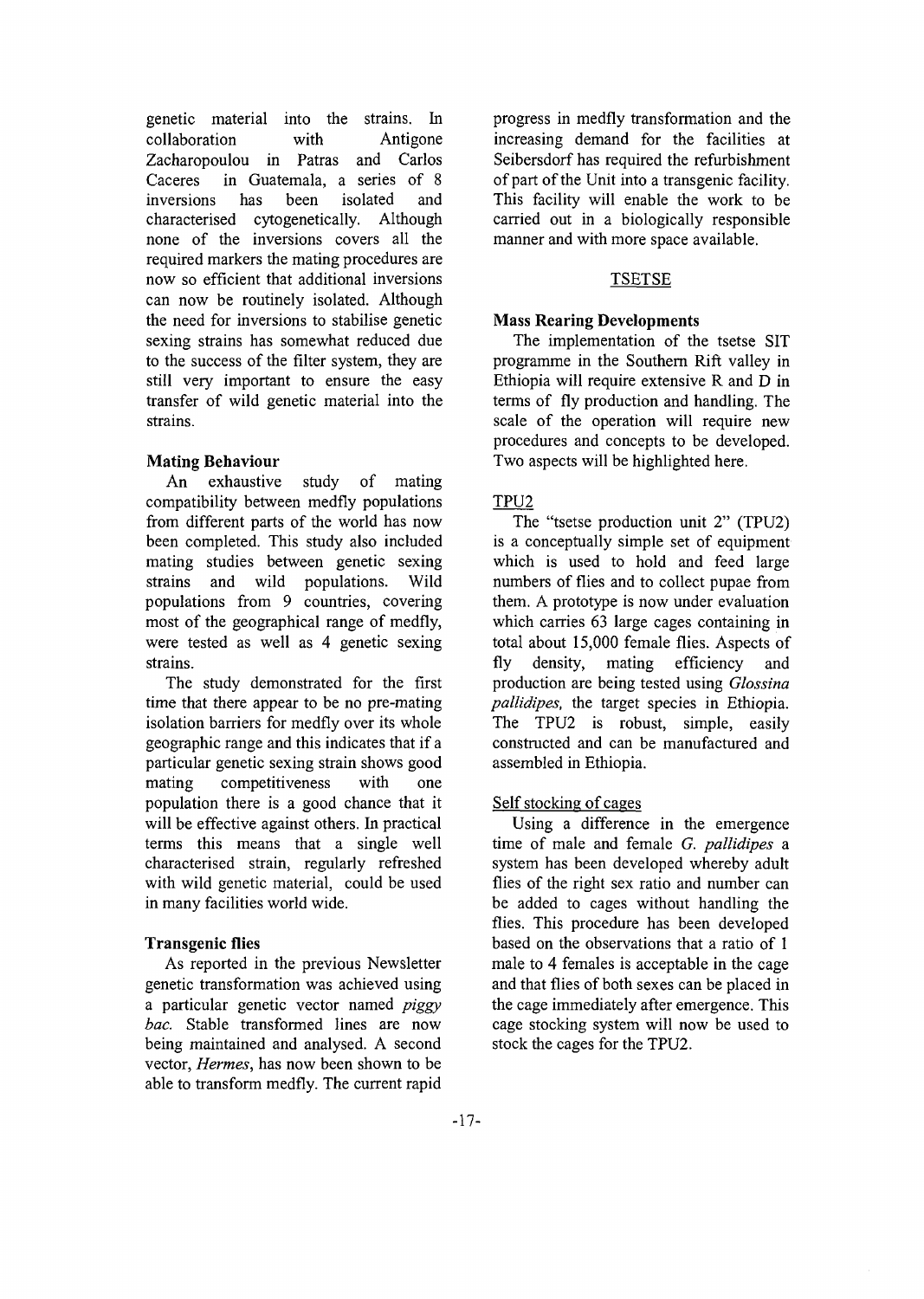genetic material into the strains. In collaboration with Antigone Zacharopoulou in Patras and Carlos Caceres in Guatemala, a series of 8 inversions has been isolated and characterised cytogenetically. Although none of the inversions covers all the required markers the mating procedures are now so efficient that additional inversions can now be routinely isolated. Although the need for inversions to stabilise genetic sexing strains has somewhat reduced due to the success of the filter system, they are still very important to ensure the easy transfer of wild genetic material into the strains.

### Mating Behaviour

An exhaustive study of mating compatibility between medfly populations from different parts of the world has now been completed. This study also included mating studies between genetic sexing strains and wild populations. Wild populations from 9 countries, covering most of the geographical range of medfly, were tested as well as 4 genetic sexing strains.

The study demonstrated for the first time that there appear to be no pre-mating isolation barriers for medfly over its whole geographic range and this indicates that if a particular genetic sexing strain shows good mating competitiveness with one population there is a good chance that it will be effective against others. In practical terms this means that a single well characterised strain, regularly refreshed with wild genetic material, could be used in many facilities world wide.

### Transgenic flies

As reported in the previous Newsletter genetic transformation was achieved using a particular genetic vector named *piggy bac*. Stable transformed lines are now being maintained and analysed. A second vector, *Hermes*, has now been shown to be able to transform medfly. The current rapid progress in medfly transformation and the increasing demand for the facilities at Seibersdorf has required the refurbishment of part of the Unit into a transgenic facility. This facility will enable the work to be carried out in a biologically responsible manner and with more space available.

## TSETSE

### Mass Rearing Developments

The implementation of the tsetse SIT programme in the Southern Rift valley in Ethiopia will require extensive R and D in terms of fly production and handling. The scale of the operation will require new procedures and concepts to be developed. Two aspects will be highlighted here.

#### TPU2

The "tsetse production unit 2" (TPU2) is a conceptually simple set of equipment which is used to hold and feed large numbers of flies and to collect pupae from them. A prototype is now under evaluation which carries 63 large cages containing in total about 15,000 female flies. Aspects of fly density, mating efficiency and production are being tested using *Glossina pallidipes*, the target species in Ethiopia. The TPU2 is robust, simple, easily constructed and can be manufactured and assembled in Ethiopia.

#### Self stocking of cages

Using a difference in the emergence time of male and female *G. pallidipes* a system has been developed whereby adult flies of the right sex ratio and number can be added to cages without handling the flies. This procedure has been developed based on the observations that a ratio of 1 male to 4 females is acceptable in the cage and that flies of both sexes can be placed in the cage immediately after emergence. This cage stocking system will now be used to stock the cages for the TPU2.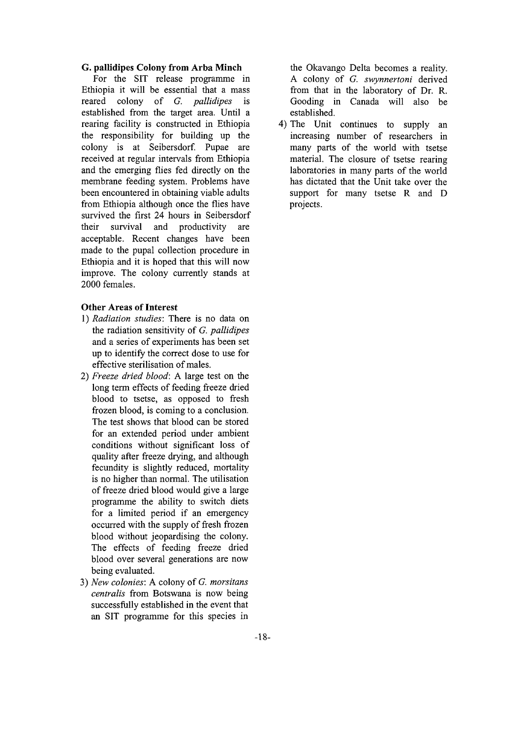### G. pallidipes Colony from Arba Minch

For the SIT release programme in Ethiopia it will be essential that a mass reared colony of *G. pallidipes* is established from the target area. Until a rearing facility is constructed in Ethiopia the responsibility for building up the colony is at Seibersdorf. Pupae are received at regular intervals from Ethiopia and the emerging flies fed directly on the membrane feeding system. Problems have been encountered in obtaining viable adults from Ethiopia although once the flies have survived the first 24 hours in Seibersdorf their survival and productivity are acceptable. Recent changes have been made to the pupal collection procedure in Ethiopia and it is hoped that this will now improve. The colony currently stands at 2000 females.

### Other Areas of Interest

1) *Radiation studies*: There is no data on the radiation sensitivity of *G. pallidipes* and a series of experiments has been set up to identify the correct dose to use for effective sterilisation of males.
2) *Freeze dried blood*: A large test on the long term effects of feeding freeze dried blood to tsetse, as opposed to fresh frozen blood, is coming to a conclusion. The test shows that blood can be stored for an extended period under ambient conditions without significant loss of quality after freeze drying, and although fecundity is slightly reduced, mortality is no higher than normal. The utilisation of freeze dried blood would give a large programme the ability to switch diets for a limited period if an emergency occurred with the supply of fresh frozen blood without jeopardising the colony. The effects of feeding freeze dried blood over several generations are now being evaluated.
3) *New colonies*: A colony of *G. morsitans centralis* from Botswana is now being successfully established in the event that an SIT programme for this species in the Okavango Delta becomes a reality. A colony of *G. swynnertoni* derived from that in the laboratory of Dr. R. Gooding in Canada will also be established.
4) The Unit continues to supply an increasing number of researchers in many parts of the world with tsetse material. The closure of tsetse rearing laboratories in many parts of the world has dictated that the Unit take over the support for many tsetse R and D projects.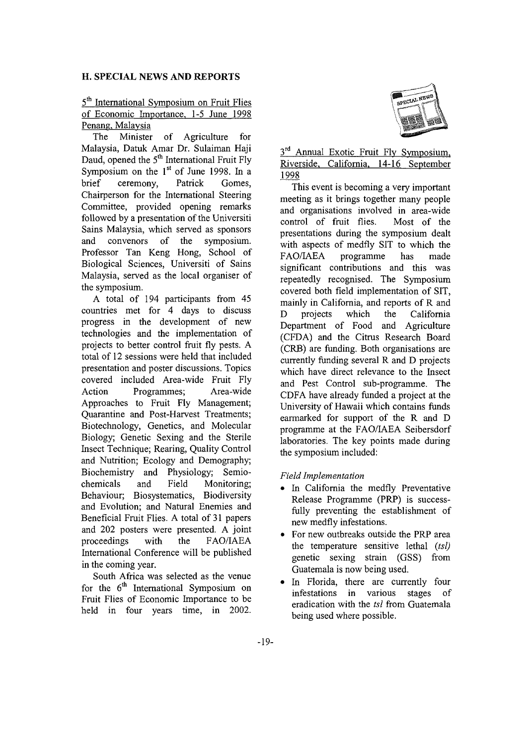## H. SPECIAL NEWS AND REPORTS

5th International Symposium on Fruit Flies of Economic Importance, 1-5 June 1998 Penang, Malaysia

The Minister of Agriculture for Malaysia, Datuk Amar Dr. Sulaiman Haji Daud, opened the 5th International Fruit Fly Symposium on the 1st of June 1998. In a brief ceremony, Patrick Gomes, Chairperson for the International Steering Committee, provided opening remarks followed by a presentation of the Universiti Sains Malaysia, which served as sponsors and convenors of the symposium. Professor Tan Keng Hong, School of Biological Sciences, Universiti of Sains Malaysia, served as the local organiser of the symposium.

A total of 194 participants from 45 countries met for 4 days to discuss progress in the development of new technologies and the implementation of projects to better control fruit fly pests. A total of 12 sessions were held that included presentation and poster discussions. Topics covered included Area-wide Fruit Fly Action Programmes; Area-wide Approaches to Fruit Fly Management; Quarantine and Post-Harvest Treatments; Biotechnology, Genetics, and Molecular Biology; Genetic Sexing and the Sterile Insect Technique; Rearing, Quality Control and Nutrition; Ecology and Demography; Biochemistry and Physiology; Semio-chemicals and Field Monitoring; Behaviour; Biosystematics, Biodiversity and Evolution; and Natural Enemies and Beneficial Fruit Flies. A total of 31 papers and 202 posters were presented. A joint proceedings with the FAO/IAEA International Conference will be published in the coming year.

South Africa was selected as the venue for the 6th International Symposium on Fruit Flies of Economic Importance to be held in four years time, in 2002.

3rd Annual Exotic Fruit Fly Symposium, Riverside, California, 14-16 September 1998

This event is becoming a very important meeting as it brings together many people and organisations involved in area-wide control of fruit flies. Most of the presentations during the symposium dealt with aspects of medfly SIT to which the FAO/IAEA programme has made significant contributions and this was repeatedly recognised. The Symposium covered both field implementation of SIT, mainly in California, and reports of R and D projects which the California Department of Food and Agriculture (CFDA) and the Citrus Research Board (CRB) are funding. Both organisations are currently funding several R and D projects which have direct relevance to the Insect and Pest Control sub-programme. The CDFA have already funded a project at the University of Hawaii which contains funds earmarked for support of the R and D programme at the FAO/IAEA Seibersdorf laboratories. The key points made during the symposium included:

*Field Implementation*

- In California the medfly Preventative Release Programme (PRP) is successfully preventing the establishment of new medfly infestations.
- For new outbreaks outside the PRP area the temperature sensitive lethal (*tsl*) genetic sexing strain (GSS) from Guatemala is now being used.
- In Florida, there are currently four infestations in various stages of eradication with the *tsl* from Guatemala being used where possible.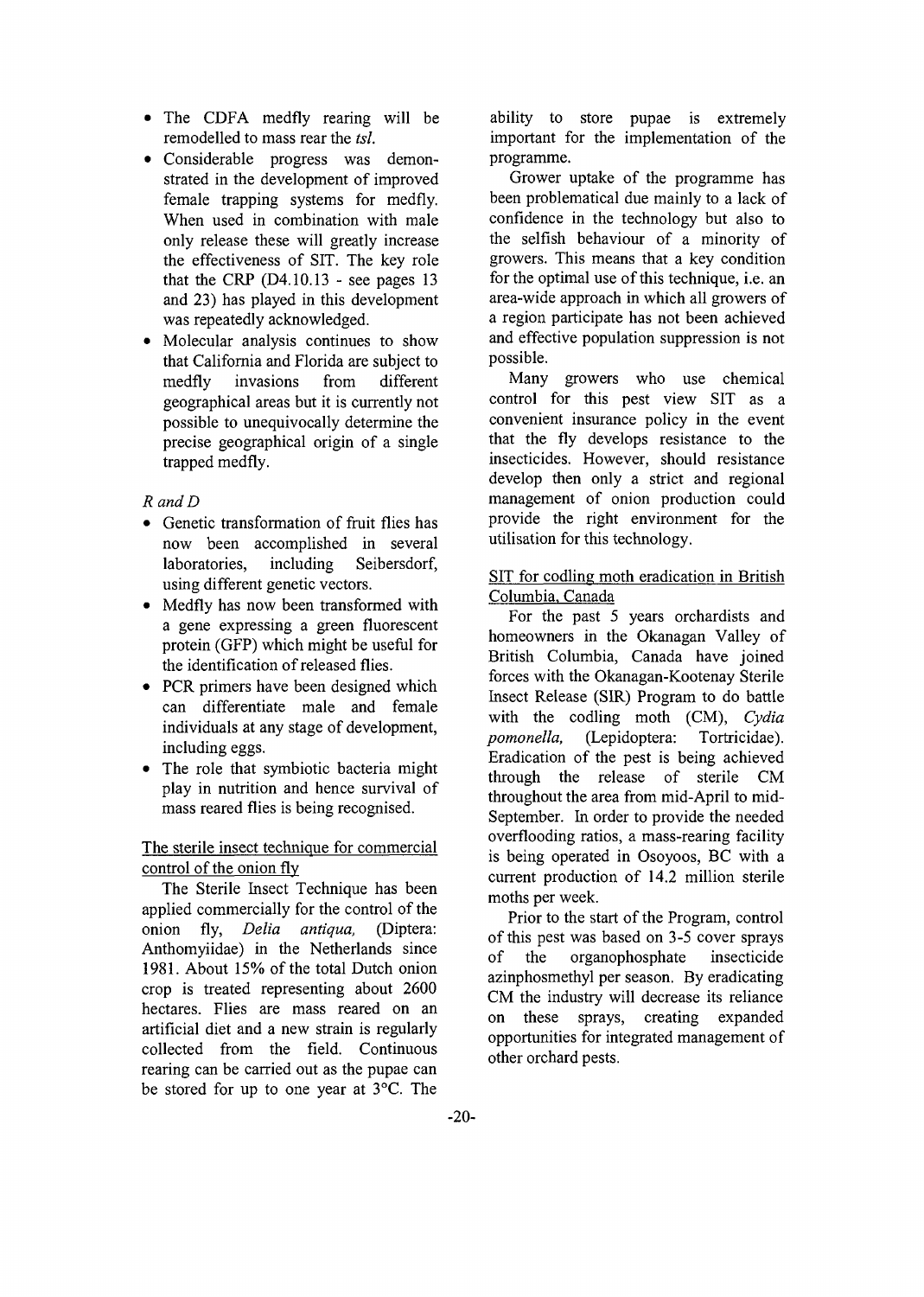- The CDFA medfly rearing will be remodelled to mass rear the *tsl*.
- Considerable progress was demonstrated in the development of improved female trapping systems for medfly. When used in combination with male only release these will greatly increase the effectiveness of SIT. The key role that the CRP (D4.10.13 - see pages 13 and 23) has played in this development was repeatedly acknowledged.
- Molecular analysis continues to show that California and Florida are subject to medfly invasions from different geographical areas but it is currently not possible to unequivocally determine the precise geographical origin of a single trapped medfly.

*R and D*

- Genetic transformation of fruit flies has now been accomplished in several laboratories, including Seibersdorf, using different genetic vectors.
- Medfly has now been transformed with a gene expressing a green fluorescent protein (GFP) which might be useful for the identification of released flies.
- PCR primers have been designed which can differentiate male and female individuals at any stage of development, including eggs.
- The role that symbiotic bacteria might play in nutrition and hence survival of mass reared flies is being recognised.

<u>The sterile insect technique for commercial control of the onion fly</u>

The Sterile Insect Technique has been applied commercially for the control of the onion fly, *Delia antiqua,* (Diptera: Anthomyiidae) in the Netherlands since 1981. About 15% of the total Dutch onion crop is treated representing about 2600 hectares. Flies are mass reared on an artificial diet and a new strain is regularly collected from the field. Continuous rearing can be carried out as the pupae can be stored for up to one year at 3°C. The ability to store pupae is extremely important for the implementation of the programme.

Grower uptake of the programme has been problematical due mainly to a lack of confidence in the technology but also to the selfish behaviour of a minority of growers. This means that a key condition for the optimal use of this technique, i.e. an area-wide approach in which all growers of a region participate has not been achieved and effective population suppression is not possible.

Many growers who use chemical control for this pest view SIT as a convenient insurance policy in the event that the fly develops resistance to the insecticides. However, should resistance develop then only a strict and regional management of onion production could provide the right environment for the utilisation for this technology.

<u>SIT for codling moth eradication in British Columbia, Canada</u>

For the past 5 years orchardists and homeowners in the Okanagan Valley of British Columbia, Canada have joined forces with the Okanagan-Kootenay Sterile Insect Release (SIR) Program to do battle with the codling moth (CM), *Cydia pomonella,* (Lepidoptera: Tortricidae). Eradication of the pest is being achieved through the release of sterile CM throughout the area from mid-April to mid-September. In order to provide the needed overflooding ratios, a mass-rearing facility is being operated in Osoyoos, BC with a current production of 14.2 million sterile moths per week.

Prior to the start of the Program, control of this pest was based on 3-5 cover sprays of the organophosphate insecticide azinphosmethyl per season. By eradicating CM the industry will decrease its reliance on these sprays, creating expanded opportunities for integrated management of other orchard pests.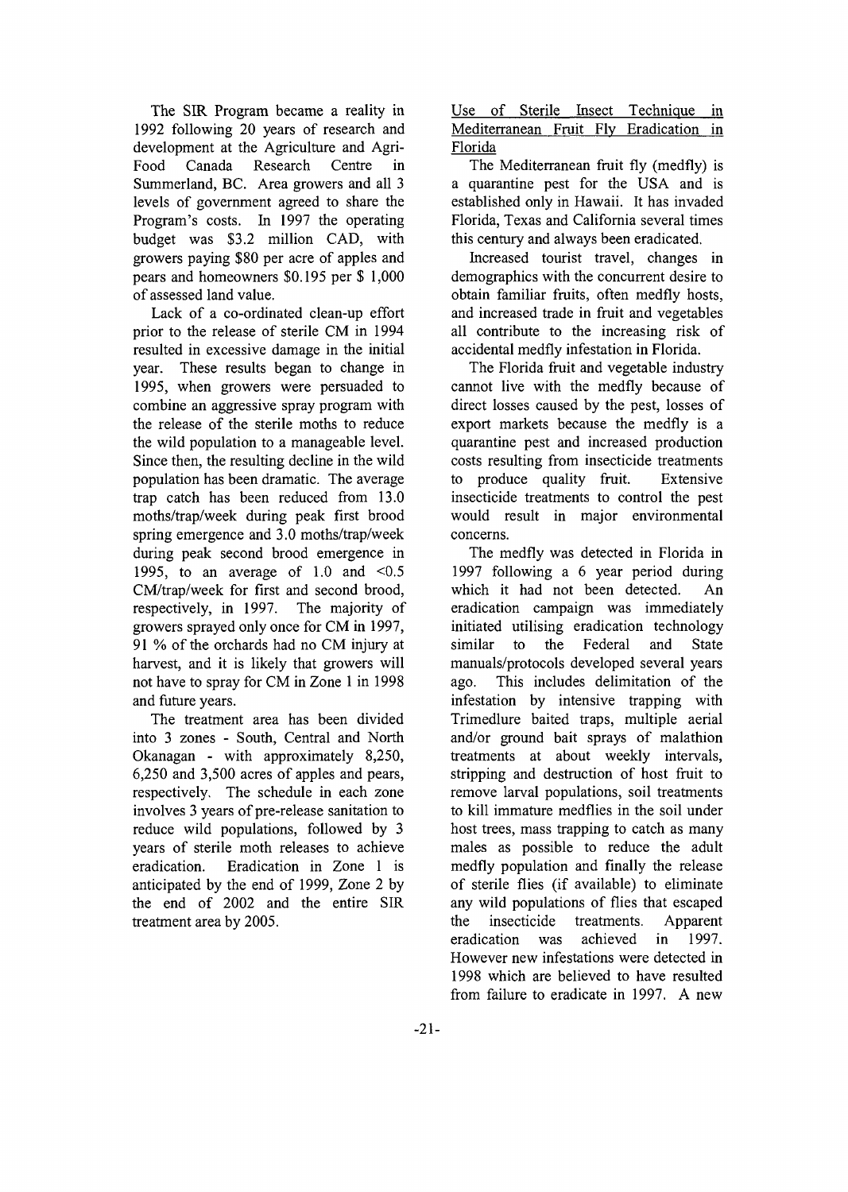The SIR Program became a reality in 1992 following 20 years of research and development at the Agriculture and Agri-Food Canada Research Centre in Summerland, BC. Area growers and all 3 levels of government agreed to share the Program's costs. In 1997 the operating budget was $3.2 million CAD, with growers paying $80 per acre of apples and pears and homeowners $0.195 per $ 1,000 of assessed land value.

Lack of a co-ordinated clean-up effort prior to the release of sterile CM in 1994 resulted in excessive damage in the initial year. These results began to change in 1995, when growers were persuaded to combine an aggressive spray program with the release of the sterile moths to reduce the wild population to a manageable level. Since then, the resulting decline in the wild population has been dramatic. The average trap catch has been reduced from 13.0 moths/trap/week during peak first brood spring emergence and 3.0 moths/trap/week during peak second brood emergence in 1995, to an average of 1.0 and <0.5 CM/trap/week for first and second brood, respectively, in 1997. The majority of growers sprayed only once for CM in 1997, 91 % of the orchards had no CM injury at harvest, and it is likely that growers will not have to spray for CM in Zone 1 in 1998 and future years.

The treatment area has been divided into 3 zones - South, Central and North Okanagan - with approximately 8,250, 6,250 and 3,500 acres of apples and pears, respectively. The schedule in each zone involves 3 years of pre-release sanitation to reduce wild populations, followed by 3 years of sterile moth releases to achieve eradication. Eradication in Zone 1 is anticipated by the end of 1999, Zone 2 by the end of 2002 and the entire SIR treatment area by 2005.

Use of Sterile Insect Technique in Mediterranean Fruit Fly Eradication in Florida

The Mediterranean fruit fly (medfly) is a quarantine pest for the USA and is established only in Hawaii. It has invaded Florida, Texas and California several times this century and always been eradicated.

Increased tourist travel, changes in demographics with the concurrent desire to obtain familiar fruits, often medfly hosts, and increased trade in fruit and vegetables all contribute to the increasing risk of accidental medfly infestation in Florida.

The Florida fruit and vegetable industry cannot live with the medfly because of direct losses caused by the pest, losses of export markets because the medfly is a quarantine pest and increased production costs resulting from insecticide treatments to produce quality fruit. Extensive insecticide treatments to control the pest would result in major environmental concerns.

The medfly was detected in Florida in 1997 following a 6 year period during which it had not been detected. An eradication campaign was immediately initiated utilising eradication technology similar to the Federal and State manuals/protocols developed several years ago. This includes delimitation of the infestation by intensive trapping with Trimedlure baited traps, multiple aerial and/or ground bait sprays of malathion treatments at about weekly intervals, stripping and destruction of host fruit to remove larval populations, soil treatments to kill immature medflies in the soil under host trees, mass trapping to catch as many males as possible to reduce the adult medfly population and finally the release of sterile flies (if available) to eliminate any wild populations of flies that escaped the insecticide treatments. Apparent eradication was achieved in 1997. However new infestations were detected in 1998 which are believed to have resulted from failure to eradicate in 1997. A new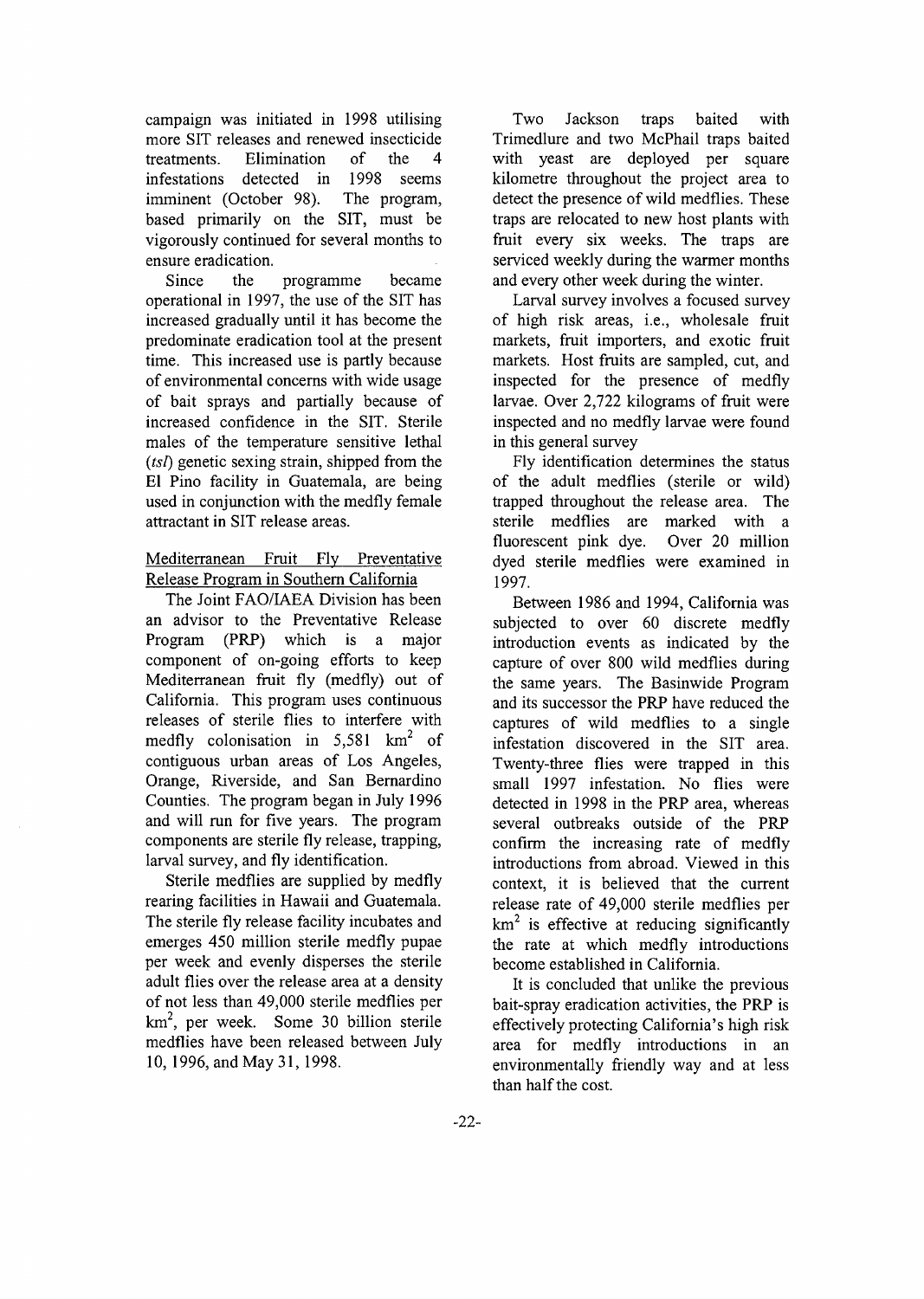campaign was initiated in 1998 utilising more SIT releases and renewed insecticide treatments. Elimination of the 4 infestations detected in 1998 seems imminent (October 98). The program, based primarily on the SIT, must be vigorously continued for several months to ensure eradication.

Since the programme became operational in 1997, the use of the SIT has increased gradually until it has become the predominate eradication tool at the present time. This increased use is partly because of environmental concerns with wide usage of bait sprays and partially because of increased confidence in the SIT. Sterile males of the temperature sensitive lethal (*tsl*) genetic sexing strain, shipped from the El Pino facility in Guatemala, are being used in conjunction with the medfly female attractant in SIT release areas.

## Mediterranean Fruit Fly Preventative Release Program in Southern California

The Joint FAO/IAEA Division has been an advisor to the Preventative Release Program (PRP) which is a major component of on-going efforts to keep Mediterranean fruit fly (medfly) out of California. This program uses continuous releases of sterile flies to interfere with medfly colonisation in 5,581 $km^2$ of contiguous urban areas of Los Angeles, Orange, Riverside, and San Bernardino Counties. The program began in July 1996 and will run for five years. The program components are sterile fly release, trapping, larval survey, and fly identification.

Sterile medflies are supplied by medfly rearing facilities in Hawaii and Guatemala. The sterile fly release facility incubates and emerges 450 million sterile medfly pupae per week and evenly disperses the sterile adult flies over the release area at a density of not less than 49,000 sterile medflies per $km^2$, per week. Some 30 billion sterile medflies have been released between July 10, 1996, and May 31, 1998.

Two Jackson traps baited with Trimedlure and two McPhail traps baited with yeast are deployed per square kilometre throughout the project area to detect the presence of wild medflies. These traps are relocated to new host plants with fruit every six weeks. The traps are serviced weekly during the warmer months and every other week during the winter.

Larval survey involves a focused survey of high risk areas, i.e., wholesale fruit markets, fruit importers, and exotic fruit markets. Host fruits are sampled, cut, and inspected for the presence of medfly larvae. Over 2,722 kilograms of fruit were inspected and no medfly larvae were found in this general survey

Fly identification determines the status of the adult medflies (sterile or wild) trapped throughout the release area. The sterile medflies are marked with a fluorescent pink dye. Over 20 million dyed sterile medflies were examined in 1997.

Between 1986 and 1994, California was subjected to over 60 discrete medfly introduction events as indicated by the capture of over 800 wild medflies during the same years. The Basinwide Program and its successor the PRP have reduced the captures of wild medflies to a single infestation discovered in the SIT area. Twenty-three flies were trapped in this small 1997 infestation. No flies were detected in 1998 in the PRP area, whereas several outbreaks outside of the PRP confirm the increasing rate of medfly introductions from abroad. Viewed in this context, it is believed that the current release rate of 49,000 sterile medflies per $km^2$ is effective at reducing significantly the rate at which medfly introductions become established in California.

It is concluded that unlike the previous bait-spray eradication activities, the PRP is effectively protecting California's high risk area for medfly introductions in an environmentally friendly way and at less than half the cost.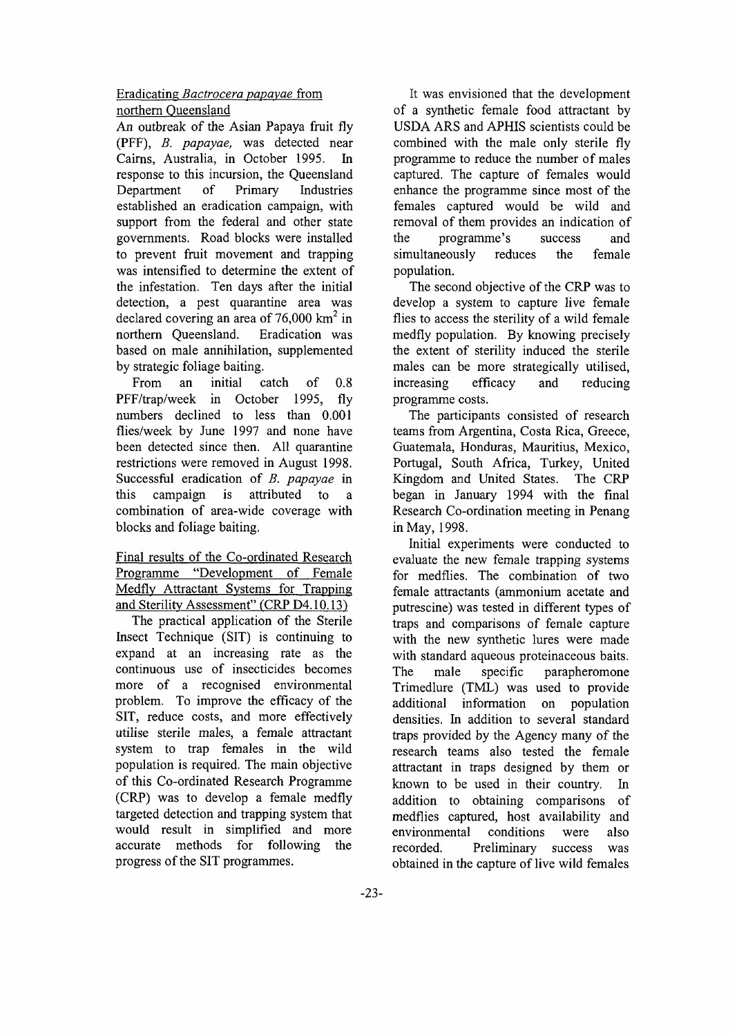## Eradicating *Bactrocera papayae* from northern Queensland

An outbreak of the Asian Papaya fruit fly (PFF), *B. papayae*, was detected near Cairns, Australia, in October 1995. In response to this incursion, the Queensland Department of Primary Industries established an eradication campaign, with support from the federal and other state governments. Road blocks were installed to prevent fruit movement and trapping was intensified to determine the extent of the infestation. Ten days after the initial detection, a pest quarantine area was declared covering an area of 76,000 km$^2$ in northern Queensland. Eradication was based on male annihilation, supplemented by strategic foliage baiting.

From an initial catch of 0.8 PFF/trap/week in October 1995, fly numbers declined to less than 0.001 flies/week by June 1997 and none have been detected since then. All quarantine restrictions were removed in August 1998. Successful eradication of *B. papayae* in this campaign is attributed to a combination of area-wide coverage with blocks and foliage baiting.

## Final results of the Co-ordinated Research Programme "Development of Female Medfly Attractant Systems for Trapping and Sterility Assessment" (CRP D4.10.13)

The practical application of the Sterile Insect Technique (SIT) is continuing to expand at an increasing rate as the continuous use of insecticides becomes more of a recognised environmental problem. To improve the efficacy of the SIT, reduce costs, and more effectively utilise sterile males, a female attractant system to trap females in the wild population is required. The main objective of this Co-ordinated Research Programme (CRP) was to develop a female medfly targeted detection and trapping system that would result in simplified and more accurate methods for following the progress of the SIT programmes.

It was envisioned that the development of a synthetic female food attractant by USDA ARS and APHIS scientists could be combined with the male only sterile fly programme to reduce the number of males captured. The capture of females would enhance the programme since most of the females captured would be wild and removal of them provides an indication of the programme's success and simultaneously reduces the female population.

The second objective of the CRP was to develop a system to capture live female flies to access the sterility of a wild female medfly population. By knowing precisely the extent of sterility induced the sterile males can be more strategically utilised, increasing efficacy and reducing programme costs.

The participants consisted of research teams from Argentina, Costa Rica, Greece, Guatemala, Honduras, Mauritius, Mexico, Portugal, South Africa, Turkey, United Kingdom and United States. The CRP began in January 1994 with the final Research Co-ordination meeting in Penang in May, 1998.

Initial experiments were conducted to evaluate the new female trapping systems for medflies. The combination of two female attractants (ammonium acetate and putrescine) was tested in different types of traps and comparisons of female capture with the new synthetic lures were made with standard aqueous proteinaceous baits. The male specific parapheromone Trimedlure (TML) was used to provide additional information on population densities. In addition to several standard traps provided by the Agency many of the research teams also tested the female attractant in traps designed by them or known to be used in their country. In addition to obtaining comparisons of medflies captured, host availability and environmental conditions were also recorded. Preliminary success was obtained in the capture of live wild females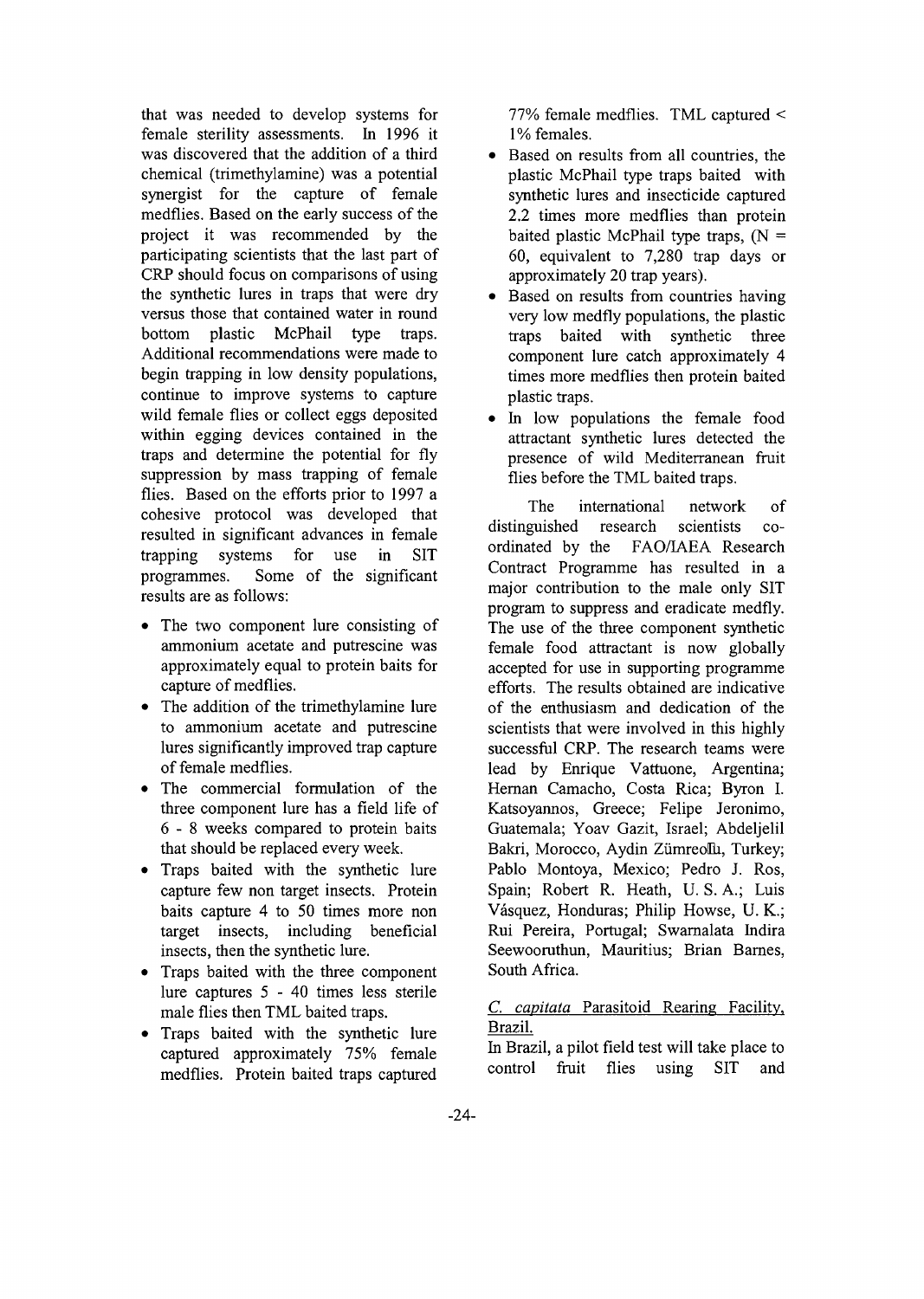that was needed to develop systems for female sterility assessments. In 1996 it was discovered that the addition of a third chemical (trimethylamine) was a potential synergist for the capture of female medflies. Based on the early success of the project it was recommended by the participating scientists that the last part of CRP should focus on comparisons of using the synthetic lures in traps that were dry versus those that contained water in round bottom plastic McPhail type traps. Additional recommendations were made to begin trapping in low density populations, continue to improve systems to capture wild female flies or collect eggs deposited within egging devices contained in the traps and determine the potential for fly suppression by mass trapping of female flies. Based on the efforts prior to 1997 a cohesive protocol was developed that resulted in significant advances in female trapping systems for use in SIT programmes. Some of the significant results are as follows:

- The two component lure consisting of ammonium acetate and putrescine was approximately equal to protein baits for capture of medflies.
- The addition of the trimethylamine lure to ammonium acetate and putrescine lures significantly improved trap capture of female medflies.
- The commercial formulation of the three component lure has a field life of 6 - 8 weeks compared to protein baits that should be replaced every week.
- Traps baited with the synthetic lure capture few non target insects. Protein baits capture 4 to 50 times more non target insects, including beneficial insects, then the synthetic lure.
- Traps baited with the three component lure captures 5 - 40 times less sterile male flies then TML baited traps.
- Traps baited with the synthetic lure captured approximately 75% female medflies. Protein baited traps captured 77% female medflies. TML captured < 1% females.
- Based on results from all countries, the plastic McPhail type traps baited with synthetic lures and insecticide captured 2.2 times more medflies than protein baited plastic McPhail type traps, (N = 60, equivalent to 7,280 trap days or approximately 20 trap years).
- Based on results from countries having very low medfly populations, the plastic traps baited with synthetic three component lure catch approximately 4 times more medflies then protein baited plastic traps.
- In low populations the female food attractant synthetic lures detected the presence of wild Mediterranean fruit flies before the TML baited traps.

The international network of distinguished research scientists co-ordinated by the FAO/IAEA Research Contract Programme has resulted in a major contribution to the male only SIT program to suppress and eradicate medfly. The use of the three component synthetic female food attractant is now globally accepted for use in supporting programme efforts. The results obtained are indicative of the enthusiasm and dedication of the scientists that were involved in this highly successful CRP. The research teams were lead by Enrique Vattuone, Argentina; Hernan Camacho, Costa Rica; Byron I. Katsoyannos, Greece; Felipe Jeronimo, Guatemala; Yoav Gazit, Israel; Abdeljelil Bakri, Morocco, Aydin Zümreoĝlu, Turkey; Pablo Montoya, Mexico; Pedro J. Ros, Spain; Robert R. Heath, U. S. A.; Luis Vásquez, Honduras; Philip Howse, U. K.; Rui Pereira, Portugal; Swarnalata Indira Seewooruthun, Mauritius; Brian Barnes, South Africa.

<u>*C. capitata* Parasitoid Rearing Facility, Brazil.</u>

In Brazil, a pilot field test will take place to control fruit flies using SIT and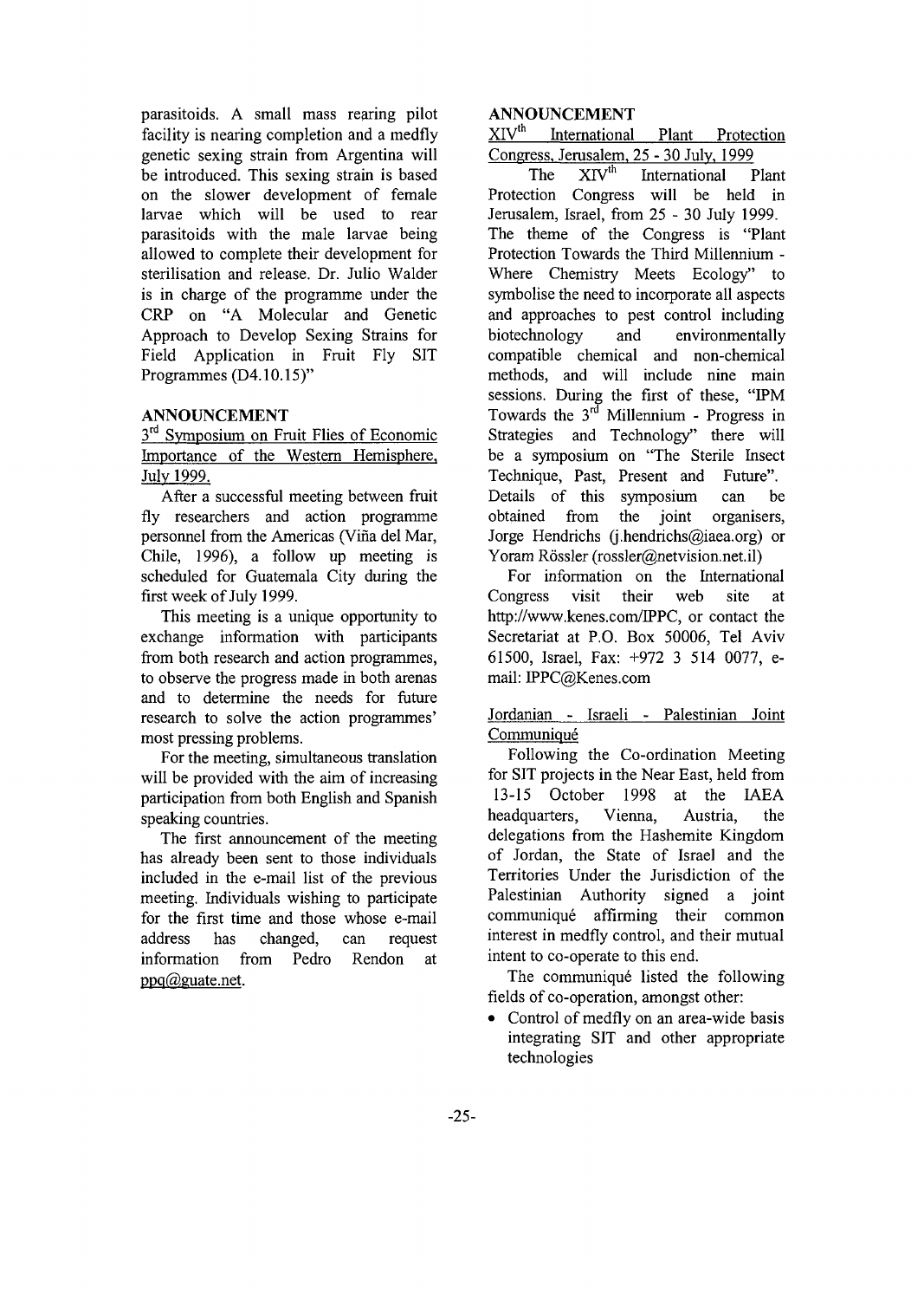parasitoids. A small mass rearing pilot facility is nearing completion and a medfly genetic sexing strain from Argentina will be introduced. This sexing strain is based on the slower development of female larvae which will be used to rear parasitoids with the male larvae being allowed to complete their development for sterilisation and release. Dr. Julio Walder is in charge of the programme under the CRP on "A Molecular and Genetic Approach to Develop Sexing Strains for Field Application in Fruit Fly SIT Programmes (D4.10.15)"

**ANNOUNCEMENT**

3rd Symposium on Fruit Flies of Economic Importance of the Western Hemisphere, July 1999.

After a successful meeting between fruit fly researchers and action programme personnel from the Americas (Viña del Mar, Chile, 1996), a follow up meeting is scheduled for Guatemala City during the first week of July 1999.

This meeting is a unique opportunity to exchange information with participants from both research and action programmes, to observe the progress made in both arenas and to determine the needs for future research to solve the action programmes' most pressing problems.

For the meeting, simultaneous translation will be provided with the aim of increasing participation from both English and Spanish speaking countries.

The first announcement of the meeting has already been sent to those individuals included in the e-mail list of the previous meeting. Individuals wishing to participate for the first time and those whose e-mail address has changed, can request information from Pedro Rendon at ppq@guate.net.

**ANNOUNCEMENT**

XIVth International Plant Protection Congress, Jerusalem, 25 - 30 July, 1999

The XIVth International Plant Protection Congress will be held in Jerusalem, Israel, from 25 - 30 July 1999. The theme of the Congress is "Plant Protection Towards the Third Millennium - Where Chemistry Meets Ecology" to symbolise the need to incorporate all aspects and approaches to pest control including biotechnology and environmentally compatible chemical and non-chemical methods, and will include nine main sessions. During the first of these, "IPM Towards the 3rd Millennium - Progress in Strategies and Technology" there will be a symposium on "The Sterile Insect Technique, Past, Present and Future". Details of this symposium can be obtained from the joint organisers, Jorge Hendrichs (j.hendrichs@iaea.org) or Yoram Rössler (rossler@netvision.net.il)

For information on the International Congress visit their web site at http://www.kenes.com/IPPC, or contact the Secretariat at P.O. Box 50006, Tel Aviv 61500, Israel, Fax: +972 3 514 0077, e-mail: IPPC@Kenes.com

Jordanian - Israeli - Palestinian Joint Communiqué

Following the Co-ordination Meeting for SIT projects in the Near East, held from 13-15 October 1998 at the IAEA headquarters, Vienna, Austria, the delegations from the Hashemite Kingdom of Jordan, the State of Israel and the Territories Under the Jurisdiction of the Palestinian Authority signed a joint communiqué affirming their common interest in medfly control, and their mutual intent to co-operate to this end.

The communiqué listed the following fields of co-operation, amongst other:

- Control of medfly on an area-wide basis integrating SIT and other appropriate technologies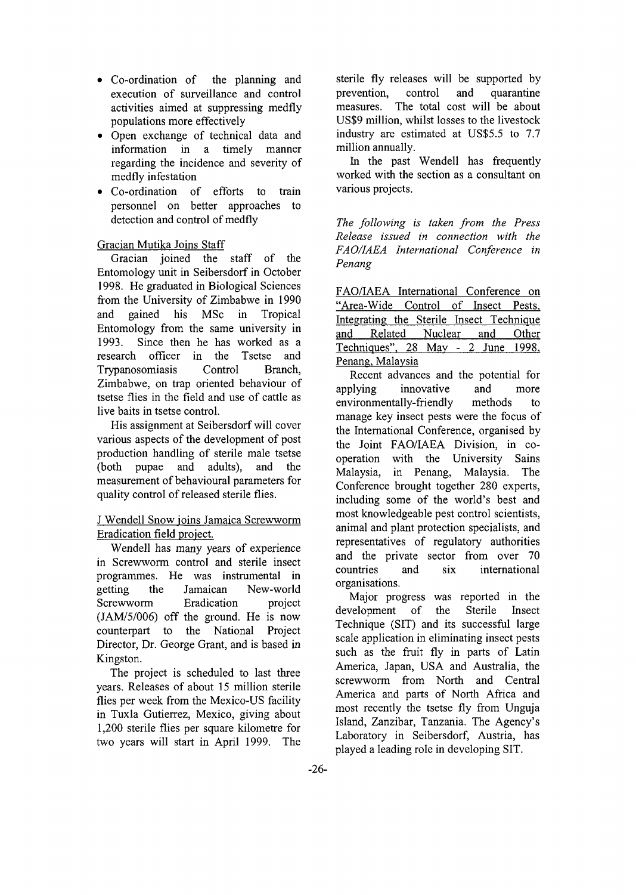- Co-ordination of the planning and execution of surveillance and control activities aimed at suppressing medfly populations more effectively
- Open exchange of technical data and information in a timely manner regarding the incidence and severity of medfly infestation
- Co-ordination of efforts to train personnel on better approaches to detection and control of medfly

### Gracian Mutika Joins Staff

Gracian joined the staff of the Entomology unit in Seibersdorf in October 1998. He graduated in Biological Sciences from the University of Zimbabwe in 1990 and gained his MSc in Tropical Entomology from the same university in 1993. Since then he has worked as a research officer in the Tsetse and Trypanosomiasis Control Branch, Zimbabwe, on trap oriented behaviour of tsetse flies in the field and use of cattle as live baits in tsetse control.

His assignment at Seibersdorf will cover various aspects of the development of post production handling of sterile male tsetse (both pupae and adults), and the measurement of behavioural parameters for quality control of released sterile flies.

### J Wendell Snow joins Jamaica Screwworm Eradication field project.

Wendell has many years of experience in Screwworm control and sterile insect programmes. He was instrumental in getting the Jamaican New-world Screwworm Eradication project (JAM/5/006) off the ground. He is now counterpart to the National Project Director, Dr. George Grant, and is based in Kingston.

The project is scheduled to last three years. Releases of about 15 million sterile flies per week from the Mexico-US facility in Tuxla Gutierrez, Mexico, giving about 1,200 sterile flies per square kilometre for two years will start in April 1999. The sterile fly releases will be supported by prevention, control and quarantine measures. The total cost will be about US$9 million, whilst losses to the livestock industry are estimated at US$5.5 to 7.7 million annually.

In the past Wendell has frequently worked with the section as a consultant on various projects.

*The following is taken from the Press Release issued in connection with the FAO/IAEA International Conference in Penang*

### FAO/IAEA International Conference on "Area-Wide Control of Insect Pests, Integrating the Sterile Insect Technique and Related Nuclear and Other Techniques", 28 May - 2 June 1998, Penang, Malaysia

Recent advances and the potential for applying innovative and more environmentally-friendly methods to manage key insect pests were the focus of the International Conference, organised by the Joint FAO/IAEA Division, in co-operation with the University Sains Malaysia, in Penang, Malaysia. The Conference brought together 280 experts, including some of the world's best and most knowledgeable pest control scientists, animal and plant protection specialists, and representatives of regulatory authorities and the private sector from over 70 countries and six international organisations.

Major progress was reported in the development of the Sterile Insect Technique (SIT) and its successful large scale application in eliminating insect pests such as the fruit fly in parts of Latin America, Japan, USA and Australia, the screwworm from North and Central America and parts of North Africa and most recently the tsetse fly from Unguja Island, Zanzibar, Tanzania. The Agency's Laboratory in Seibersdorf, Austria, has played a leading role in developing SIT.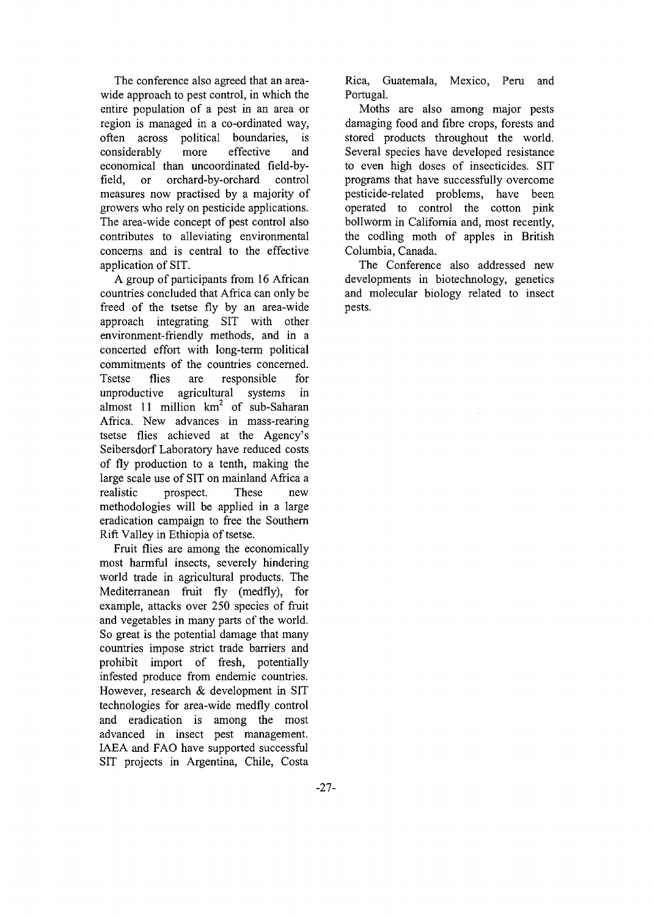The conference also agreed that an area-wide approach to pest control, in which the entire population of a pest in an area or region is managed in a co-ordinated way, often across political boundaries, is considerably more effective and economical than uncoordinated field-by-field, or orchard-by-orchard control measures now practised by a majority of growers who rely on pesticide applications. The area-wide concept of pest control also contributes to alleviating environmental concerns and is central to the effective application of SIT.

A group of participants from 16 African countries concluded that Africa can only be freed of the tsetse fly by an area-wide approach integrating SIT with other environment-friendly methods, and in a concerted effort with long-term political commitments of the countries concerned. Tsetse flies are responsible for unproductive agricultural systems in almost 11 million $km^2$ of sub-Saharan Africa. New advances in mass-rearing tsetse flies achieved at the Agency's Seibersdorf Laboratory have reduced costs of fly production to a tenth, making the large scale use of SIT on mainland Africa a realistic prospect. These new methodologies will be applied in a large eradication campaign to free the Southern Rift Valley in Ethiopia of tsetse.

Fruit flies are among the economically most harmful insects, severely hindering world trade in agricultural products. The Mediterranean fruit fly (medfly), for example, attacks over 250 species of fruit and vegetables in many parts of the world. So great is the potential damage that many countries impose strict trade barriers and prohibit import of fresh, potentially infested produce from endemic countries. However, research & development in SIT technologies for area-wide medfly control and eradication is among the most advanced in insect pest management. IAEA and FAO have supported successful SIT projects in Argentina, Chile, Costa Rica, Guatemala, Mexico, Peru and Portugal.

Moths are also among major pests damaging food and fibre crops, forests and stored products throughout the world. Several species have developed resistance to even high doses of insecticides. SIT programs that have successfully overcome pesticide-related problems, have been operated to control the cotton pink bollworm in California and, most recently, the codling moth of apples in British Columbia, Canada.

The Conference also addressed new developments in biotechnology, genetics and molecular biology related to insect pests.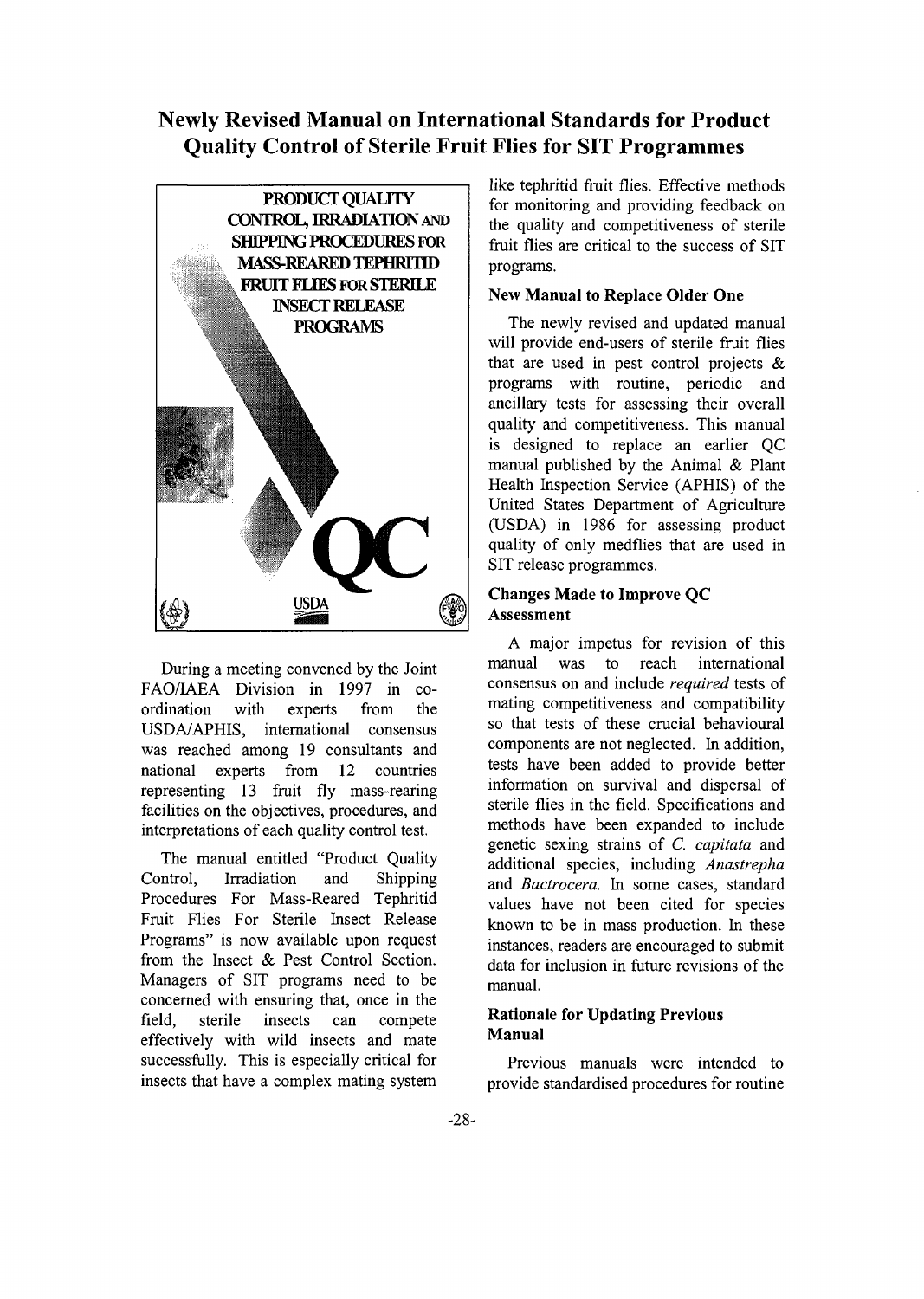## Newly Revised Manual on International Standards for Product Quality Control of Sterile Fruit Flies for SIT Programmes

PRODUCT QUALITY CONTROL, IRRADIATION AND SHIPPING PROCEDURES FOR MASS-REARED TEPHRITID FRUIT FLIES FOR STERILE INSECT RELEASE PROGRAMS

QC

USDA

During a meeting convened by the Joint FAO/IAEA Division in 1997 in co-ordination with experts from the USDA/APHIS, international consensus was reached among 19 consultants and national experts from 12 countries representing 13 fruit fly mass-rearing facilities on the objectives, procedures, and interpretations of each quality control test.

The manual entitled "Product Quality Control, Irradiation and Shipping Procedures For Mass-Reared Tephritid Fruit Flies For Sterile Insect Release Programs" is now available upon request from the Insect & Pest Control Section. Managers of SIT programs need to be concerned with ensuring that, once in the field, sterile insects can compete effectively with wild insects and mate successfully. This is especially critical for insects that have a complex mating system like tephritid fruit flies. Effective methods for monitoring and providing feedback on the quality and competitiveness of sterile fruit flies are critical to the success of SIT programs.

### New Manual to Replace Older One

The newly revised and updated manual will provide end-users of sterile fruit flies that are used in pest control projects & programs with routine, periodic and ancillary tests for assessing their overall quality and competitiveness. This manual is designed to replace an earlier QC manual published by the Animal & Plant Health Inspection Service (APHIS) of the United States Department of Agriculture (USDA) in 1986 for assessing product quality of only medflies that are used in SIT release programmes.

### Changes Made to Improve QC Assessment

A major impetus for revision of this manual was to reach international consensus on and include *required* tests of mating competitiveness and compatibility so that tests of these crucial behavioural components are not neglected. In addition, tests have been added to provide better information on survival and dispersal of sterile flies in the field. Specifications and methods have been expanded to include genetic sexing strains of *C. capitata* and additional species, including *Anastrepha* and *Bactrocera*. In some cases, standard values have not been cited for species known to be in mass production. In these instances, readers are encouraged to submit data for inclusion in future revisions of the manual.

### Rationale for Updating Previous Manual

Previous manuals were intended to provide standardised procedures for routine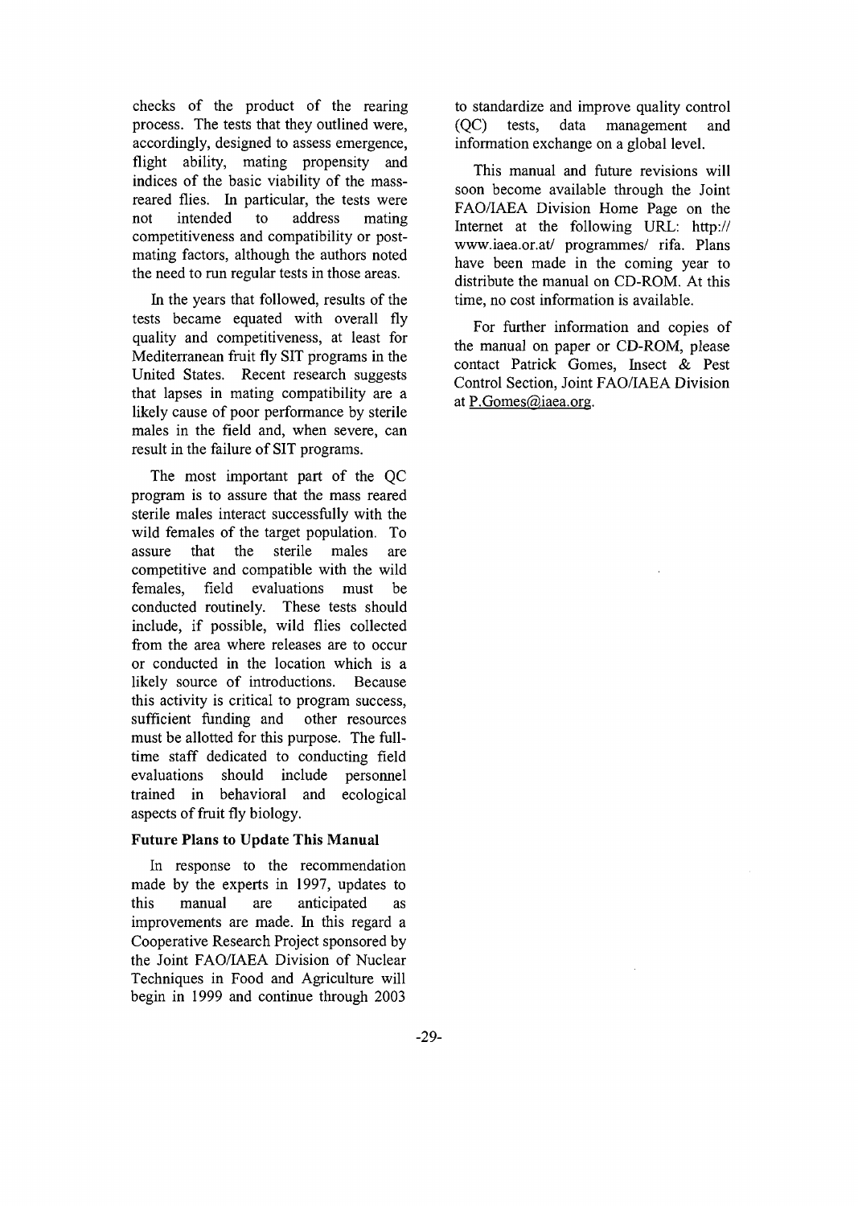checks of the product of the rearing process. The tests that they outlined were, accordingly, designed to assess emergence, flight ability, mating propensity and indices of the basic viability of the mass-reared flies. In particular, the tests were not intended to address mating competitiveness and compatibility or post-mating factors, although the authors noted the need to run regular tests in those areas.

In the years that followed, results of the tests became equated with overall fly quality and competitiveness, at least for Mediterranean fruit fly SIT programs in the United States. Recent research suggests that lapses in mating compatibility are a likely cause of poor performance by sterile males in the field and, when severe, can result in the failure of SIT programs.

The most important part of the QC program is to assure that the mass reared sterile males interact successfully with the wild females of the target population. To assure that the sterile males are competitive and compatible with the wild females, field evaluations must be conducted routinely. These tests should include, if possible, wild flies collected from the area where releases are to occur or conducted in the location which is a likely source of introductions. Because this activity is critical to program success, sufficient funding and other resources must be allotted for this purpose. The full-time staff dedicated to conducting field evaluations should include personnel trained in behavioral and ecological aspects of fruit fly biology.

**Future Plans to Update This Manual**

In response to the recommendation made by the experts in 1997, updates to this manual are anticipated as improvements are made. In this regard a Cooperative Research Project sponsored by the Joint FAO/IAEA Division of Nuclear Techniques in Food and Agriculture will begin in 1999 and continue through 2003 to standardize and improve quality control (QC) tests, data management and information exchange on a global level.

This manual and future revisions will soon become available through the Joint FAO/IAEA Division Home Page on the Internet at the following URL: http:// www.iaea.or.at/ programmes/ rifa. Plans have been made in the coming year to distribute the manual on CD-ROM. At this time, no cost information is available.

For further information and copies of the manual on paper or CD-ROM, please contact Patrick Gomes, Insect & Pest Control Section, Joint FAO/IAEA Division at P.Gomes@iaea.org.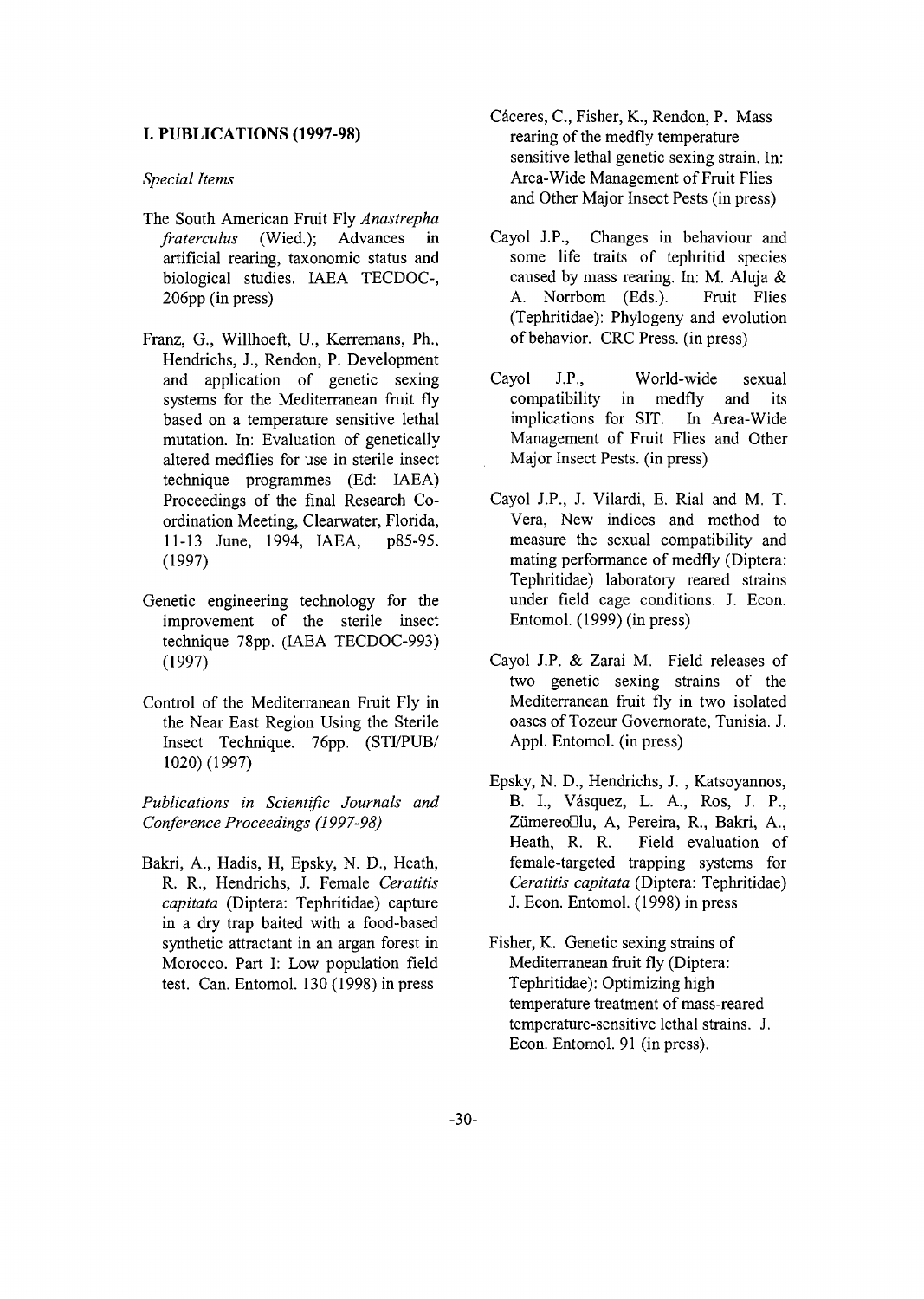## I. PUBLICATIONS (1997-98)

*Special Items*

The South American Fruit Fly *Anastrepha fraterculus* (Wied.); Advances in artificial rearing, taxonomic status and biological studies. IAEA TECDOC-, 206pp (in press)

Franz, G., Willhoeft, U., Kerremans, Ph., Hendrichs, J., Rendon, P. Development and application of genetic sexing systems for the Mediterranean fruit fly based on a temperature sensitive lethal mutation. In: Evaluation of genetically altered medflies for use in sterile insect technique programmes (Ed: IAEA) Proceedings of the final Research Co-ordination Meeting, Clearwater, Florida, 11-13 June, 1994, IAEA, p85-95. (1997)

Genetic engineering technology for the improvement of the sterile insect technique 78pp. (IAEA TECDOC-993) (1997)

Control of the Mediterranean Fruit Fly in the Near East Region Using the Sterile Insect Technique. 76pp. (STI/PUB/ 1020) (1997)

*Publications in Scientific Journals and Conference Proceedings (1997-98)*

Bakri, A., Hadis, H, Epsky, N. D., Heath, R. R., Hendrichs, J. Female *Ceratitis capitata* (Diptera: Tephritidae) capture in a dry trap baited with a food-based synthetic attractant in an argan forest in Morocco. Part I: Low population field test. Can. Entomol. 130 (1998) in press

Cáceres, C., Fisher, K., Rendon, P. Mass rearing of the medfly temperature sensitive lethal genetic sexing strain. In: Area-Wide Management of Fruit Flies and Other Major Insect Pests (in press)

Cayol J.P., Changes in behaviour and some life traits of tephritid species caused by mass rearing. In: M. Aluja & A. Norrbom (Eds.). Fruit Flies (Tephritidae): Phylogeny and evolution of behavior. CRC Press. (in press)

Cayol J.P., World-wide sexual compatibility in medfly and its implications for SIT. In Area-Wide Management of Fruit Flies and Other Major Insect Pests. (in press)

Cayol J.P., J. Vilardi, E. Rial and M. T. Vera, New indices and method to measure the sexual compatibility and mating performance of medfly (Diptera: Tephritidae) laboratory reared strains under field cage conditions. J. Econ. Entomol. (1999) (in press)

Cayol J.P. & Zarai M. Field releases of two genetic sexing strains of the Mediterranean fruit fly in two isolated oases of Tozeur Governorate, Tunisia. J. Appl. Entomol. (in press)

Epsky, N. D., Hendrichs, J. , Katsoyannos, B. I., Vásquez, L. A., Ros, J. P., Zümereo□lu, A, Pereira, R., Bakri, A., Heath, R. R. Field evaluation of female-targeted trapping systems for *Ceratitis capitata* (Diptera: Tephritidae) J. Econ. Entomol. (1998) in press

Fisher, K. Genetic sexing strains of Mediterranean fruit fly (Diptera: Tephritidae): Optimizing high temperature treatment of mass-reared temperature-sensitive lethal strains. J. Econ. Entomol. 91 (in press).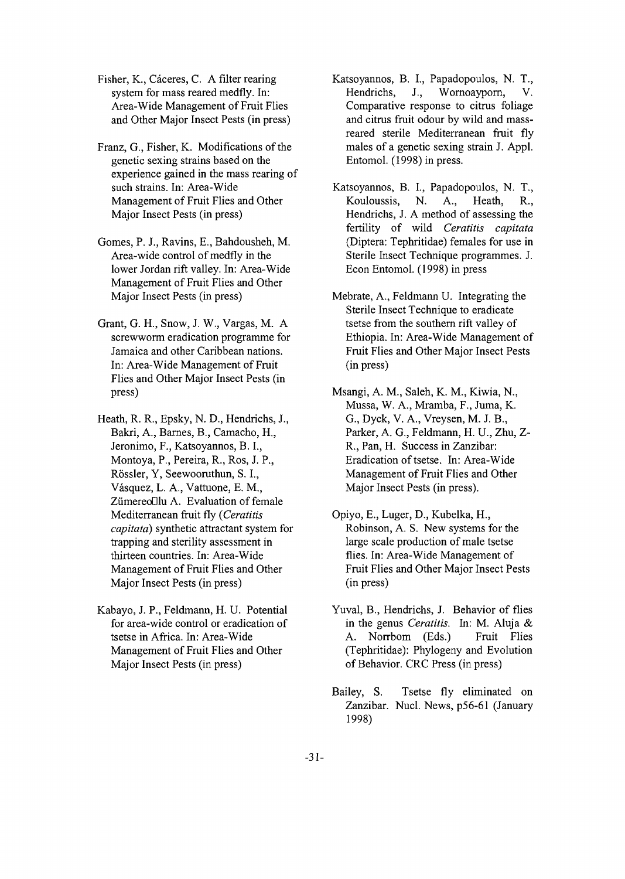Fisher, K., Cáceres, C. A filter rearing system for mass reared medfly. In: Area-Wide Management of Fruit Flies and Other Major Insect Pests (in press)

Franz, G., Fisher, K. Modifications of the genetic sexing strains based on the experience gained in the mass rearing of such strains. In: Area-Wide Management of Fruit Flies and Other Major Insect Pests (in press)

Gomes, P. J., Ravins, E., Bahdousheh, M. Area-wide control of medfly in the lower Jordan rift valley. In: Area-Wide Management of Fruit Flies and Other Major Insect Pests (in press)

Grant, G. H., Snow, J. W., Vargas, M. A screwworm eradication programme for Jamaica and other Caribbean nations. In: Area-Wide Management of Fruit Flies and Other Major Insect Pests (in press)

Heath, R. R., Epsky, N. D., Hendrichs, J., Bakri, A., Barnes, B., Camacho, H., Jeronimo, F., Katsoyannos, B. I., Montoya, P., Pereira, R., Ros, J. P., Rössler, Y, Seewooruthun, S. I., Vásquez, L. A., Vattuone, E. M., Zümereo□lu A. Evaluation of female Mediterranean fruit fly (*Ceratitis capitata*) synthetic attractant system for trapping and sterility assessment in thirteen countries. In: Area-Wide Management of Fruit Flies and Other Major Insect Pests (in press)

Kabayo, J. P., Feldmann, H. U. Potential for area-wide control or eradication of tsetse in Africa. In: Area-Wide Management of Fruit Flies and Other Major Insect Pests (in press)

Katsoyannos, B. I., Papadopoulos, N. T., Hendrichs, J., Wornoayporn, V. Comparative response to citrus foliage and citrus fruit odour by wild and mass-reared sterile Mediterranean fruit fly males of a genetic sexing strain J. Appl. Entomol. (1998) in press.

Katsoyannos, B. I., Papadopoulos, N. T., Kouloussis, N. A., Heath, R., Hendrichs, J. A method of assessing the fertility of wild *Ceratitis capitata* (Diptera: Tephritidae) females for use in Sterile Insect Technique programmes. J. Econ Entomol. (1998) in press

Mebrate, A., Feldmann U. Integrating the Sterile Insect Technique to eradicate tsetse from the southern rift valley of Ethiopia. In: Area-Wide Management of Fruit Flies and Other Major Insect Pests (in press)

Msangi, A. M., Saleh, K. M., Kiwia, N., Mussa, W. A., Mramba, F., Juma, K. G., Dyck, V. A., Vreysen, M. J. B., Parker, A. G., Feldmann, H. U., Zhu, Z-R., Pan, H. Success in Zanzibar: Eradication of tsetse. In: Area-Wide Management of Fruit Flies and Other Major Insect Pests (in press).

Opiyo, E., Luger, D., Kubelka, H., Robinson, A. S. New systems for the large scale production of male tsetse flies. In: Area-Wide Management of Fruit Flies and Other Major Insect Pests (in press)

Yuval, B., Hendrichs, J. Behavior of flies in the genus *Ceratitis*. In: M. Aluja & A. Norrbom (Eds.) Fruit Flies (Tephritidae): Phylogeny and Evolution of Behavior. CRC Press (in press)

Bailey, S. Tsetse fly eliminated on Zanzibar. Nucl. News, p56-61 (January 1998)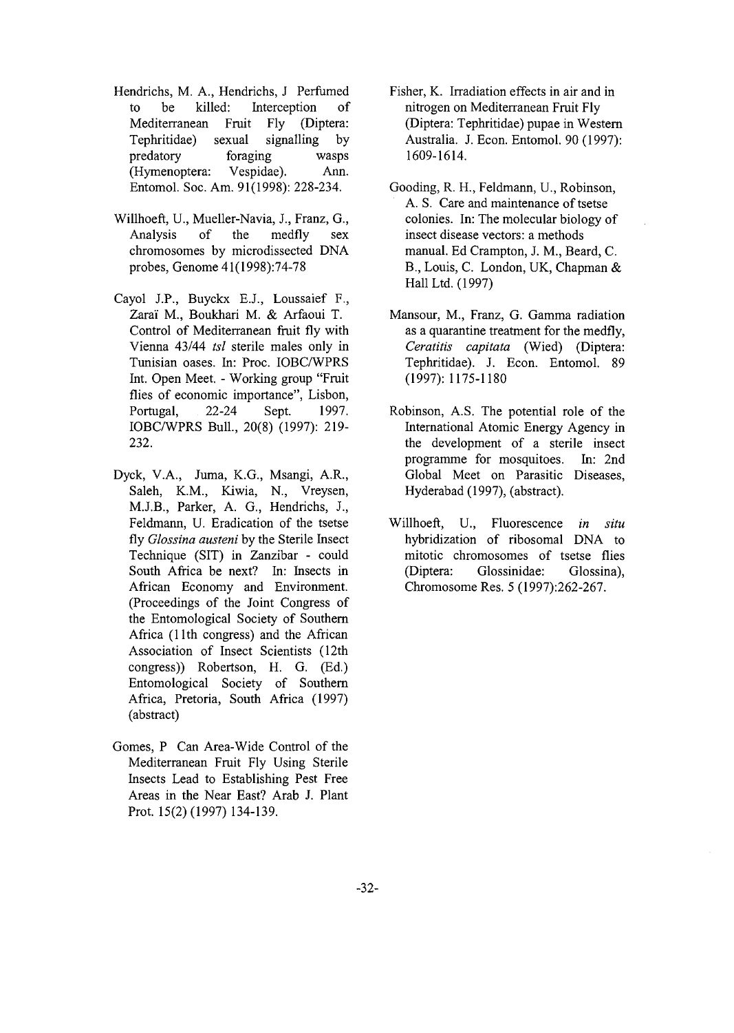Hendrichs, M. A., Hendrichs, J Perfumed to be killed: Interception of Mediterranean Fruit Fly (Diptera: Tephritidae) sexual signalling by predatory foraging wasps (Hymenoptera: Vespidae). Ann. Entomol. Soc. Am. 91(1998): 228-234.

Willhoeft, U., Mueller-Navia, J., Franz, G., Analysis of the medfly sex chromosomes by microdissected DNA probes, Genome 41(1998):74-78

Cayol J.P., Buyckx E.J., Loussaief F., Zaraï M., Boukhari M. & Arfaoui T. Control of Mediterranean fruit fly with Vienna 43/44 *tsl* sterile males only in Tunisian oases. In: Proc. IOBC/WPRS Int. Open Meet. - Working group "Fruit flies of economic importance", Lisbon, Portugal, 22-24 Sept. 1997. IOBC/WPRS Bull., 20(8) (1997): 219-232.

Dyck, V.A., Juma, K.G., Msangi, A.R., Saleh, K.M., Kiwia, N., Vreysen, M.J.B., Parker, A. G., Hendrichs, J., Feldmann, U. Eradication of the tsetse fly *Glossina austeni* by the Sterile Insect Technique (SIT) in Zanzibar - could South Africa be next? In: Insects in African Economy and Environment. (Proceedings of the Joint Congress of the Entomological Society of Southern Africa (11th congress) and the African Association of Insect Scientists (12th congress)) Robertson, H. G. (Ed.) Entomological Society of Southern Africa, Pretoria, South Africa (1997) (abstract)

Gomes, P Can Area-Wide Control of the Mediterranean Fruit Fly Using Sterile Insects Lead to Establishing Pest Free Areas in the Near East? Arab J. Plant Prot. 15(2) (1997) 134-139.

Fisher, K. Irradiation effects in air and in nitrogen on Mediterranean Fruit Fly (Diptera: Tephritidae) pupae in Western Australia. J. Econ. Entomol. 90 (1997): 1609-1614.

Gooding, R. H., Feldmann, U., Robinson, A. S. Care and maintenance of tsetse colonies. In: The molecular biology of insect disease vectors: a methods manual. Ed Crampton, J. M., Beard, C. B., Louis, C. London, UK, Chapman & Hall Ltd. (1997)

Mansour, M., Franz, G. Gamma radiation as a quarantine treatment for the medfly, *Ceratitis capitata* (Wied) (Diptera: Tephritidae). J. Econ. Entomol. 89 (1997): 1175-1180

Robinson, A.S. The potential role of the International Atomic Energy Agency in the development of a sterile insect programme for mosquitoes. In: 2nd Global Meet on Parasitic Diseases, Hyderabad (1997), (abstract).

Willhoeft, U., Fluorescence *in situ* hybridization of ribosomal DNA to mitotic chromosomes of tsetse flies (Diptera: Glossinidae: Glossina), Chromosome Res. 5 (1997):262-267.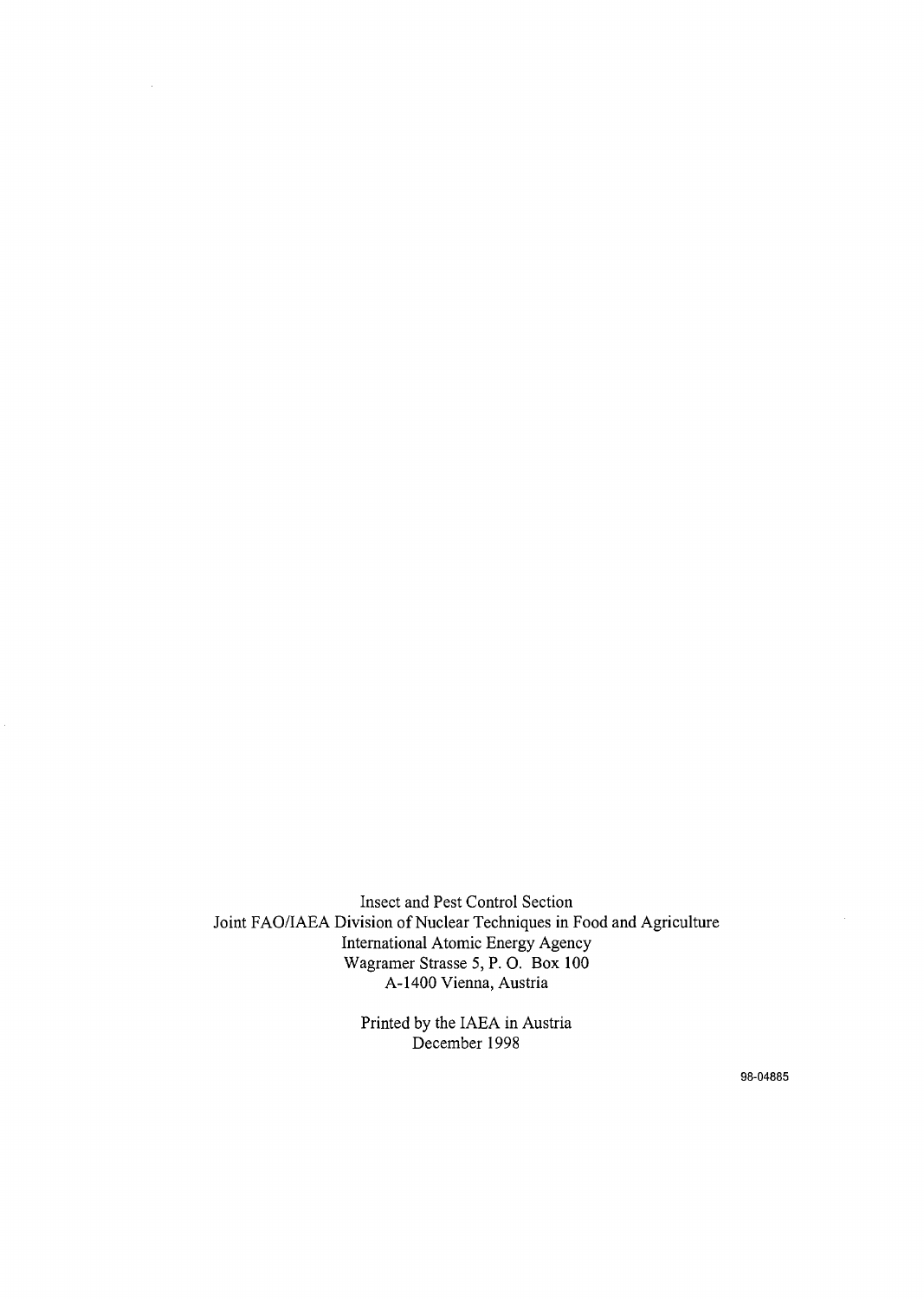Insect and Pest Control Section
Joint FAO/IAEA Division of Nuclear Techniques in Food and Agriculture
International Atomic Energy Agency
Wagramer Strasse 5, P. O. Box 100
A-1400 Vienna, Austria

Printed by the IAEA in Austria
December 1998

98-04885